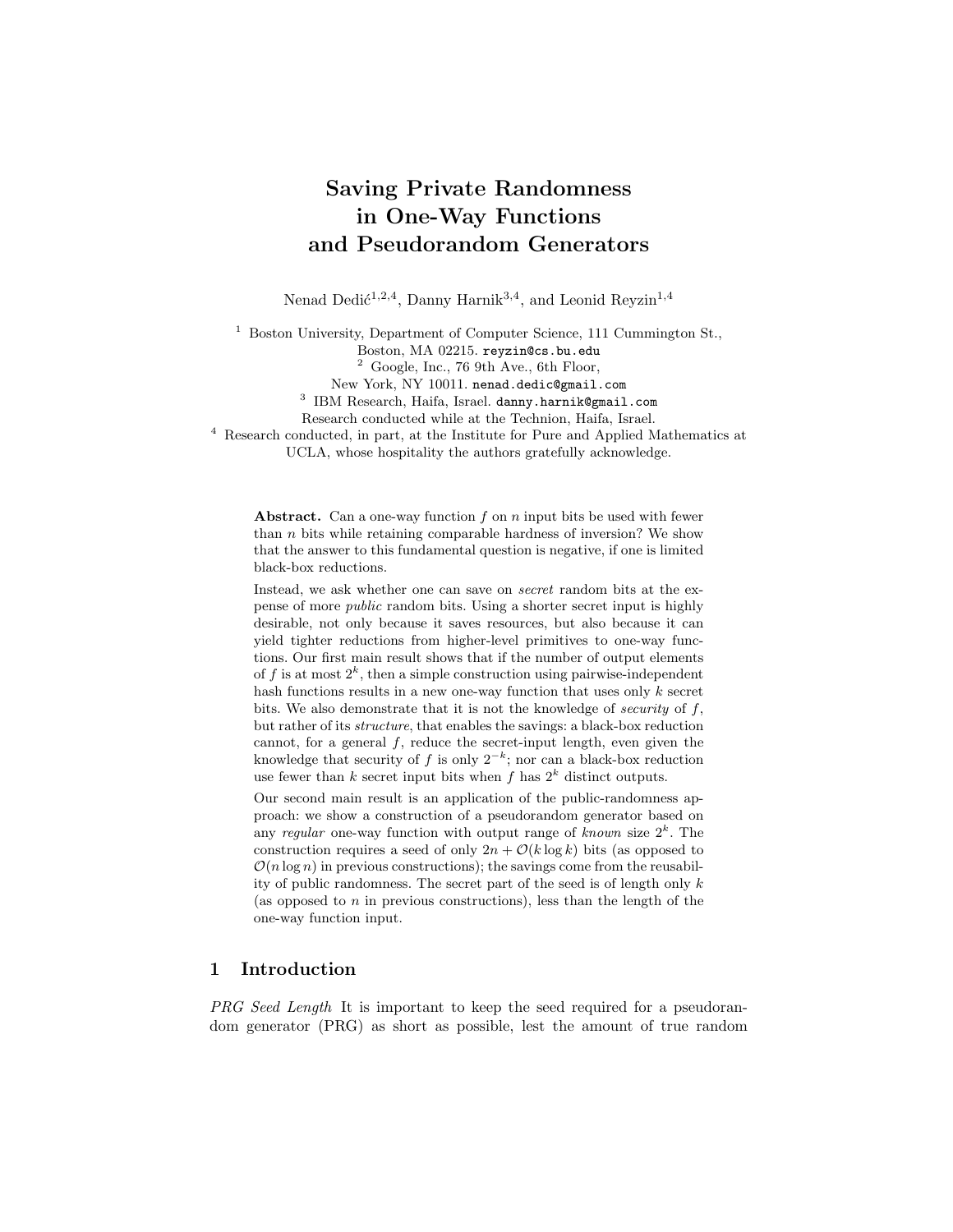# Saving Private Randomness in One-Way Functions and Pseudorandom Generators

Nenad Dedić[1,2,4], Danny Harnik[3,4], and Leonid Reyzin[1,4]

[1] Boston University, Department of Computer Science, 111 Cummington St., Boston, MA 02215. reyzin@cs.bu.edu

[2] Google, Inc., 76 9th Ave., 6th Floor, New York, NY 10011. nenad.dedic@gmail.com

[3] IBM Research, Haifa, Israel. danny.harnik@gmail.com
Research conducted while at the Technion, Haifa, Israel.

[4] Research conducted, in part, at the Institute for Pure and Applied Mathematics at UCLA, whose hospitality the authors gratefully acknowledge.

**Abstract.** Can a one-way function $f$ on $n$ input bits be used with fewer than $n$ bits while retaining comparable hardness of inversion? We show that the answer to this fundamental question is negative, if one is limited black-box reductions.

Instead, we ask whether one can save on *secret* random bits at the expense of more *public* random bits. Using a shorter secret input is highly desirable, not only because it saves resources, but also because it can yield tighter reductions from higher-level primitives to one-way functions. Our first main result shows that if the number of output elements of $f$ is at most $2^k$, then a simple construction using pairwise-independent hash functions results in a new one-way function that uses only $k$ secret bits. We also demonstrate that it is not the knowledge of *security* of $f$, but rather of its *structure*, that enables the savings: a black-box reduction cannot, for a general $f$, reduce the secret-input length, even given the knowledge that security of $f$ is only $2^{-k}$; nor can a black-box reduction use fewer than $k$ secret input bits when $f$ has $2^k$ distinct outputs.

Our second main result is an application of the public-randomness approach: we show a construction of a pseudorandom generator based on any *regular* one-way function with output range of *known* size $2^k$. The construction requires a seed of only $2n + \mathcal{O}(k \log k)$ bits (as opposed to $\mathcal{O}(n \log n)$ in previous constructions); the savings come from the reusability of public randomness. The secret part of the seed is of length only $k$ (as opposed to $n$ in previous constructions), less than the length of the one-way function input.

## 1 Introduction

*PRG Seed Length* It is important to keep the seed required for a pseudorandom generator (PRG) as short as possible, lest the amount of true random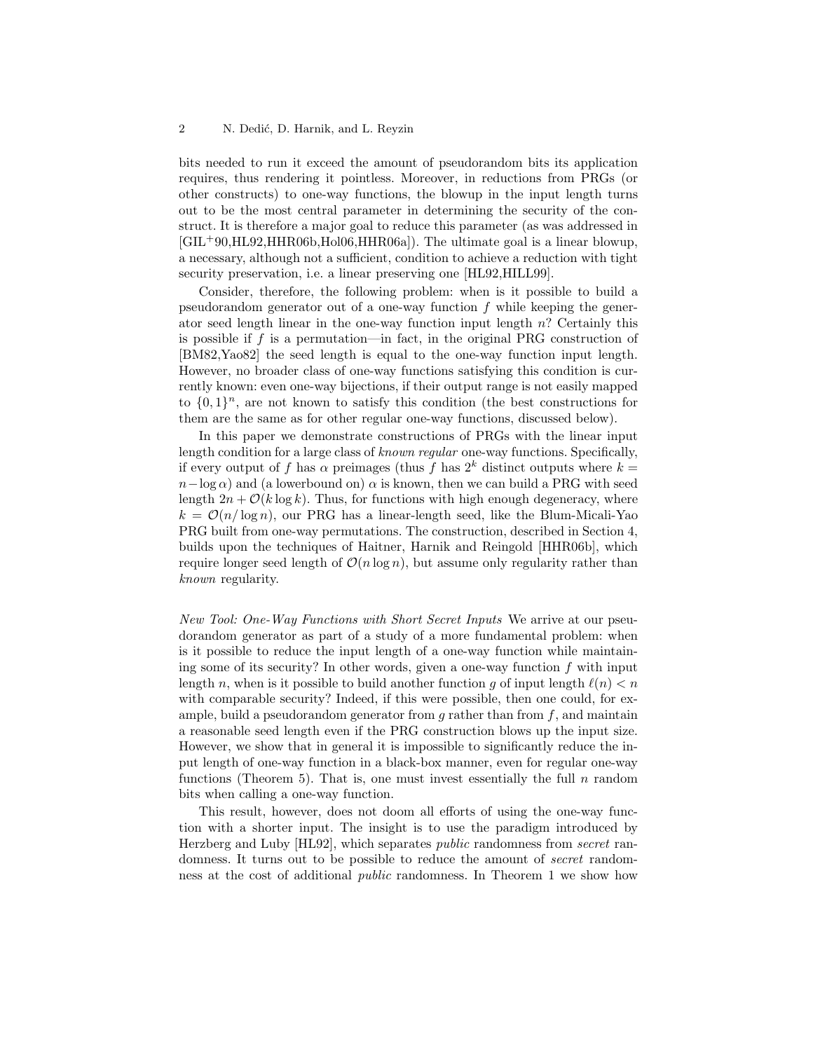bits needed to run it exceed the amount of pseudorandom bits its application requires, thus rendering it pointless. Moreover, in reductions from PRGs (or other constructs) to one-way functions, the blowup in the input length turns out to be the most central parameter in determining the security of the construct. It is therefore a major goal to reduce this parameter (as was addressed in [GIL+90,HL92,HHR06b,Hol06,HHR06a]). The ultimate goal is a linear blowup, a necessary, although not a sufficient, condition to achieve a reduction with tight security preservation, i.e. a linear preserving one [HL92,HILL99].

Consider, therefore, the following problem: when is it possible to build a pseudorandom generator out of a one-way function $f$ while keeping the generator seed length linear in the one-way function input length $n$? Certainly this is possible if $f$ is a permutation—in fact, in the original PRG construction of [BM82,Yao82] the seed length is equal to the one-way function input length. However, no broader class of one-way functions satisfying this condition is currently known: even one-way bijections, if their output range is not easily mapped to $\{0,1\}^n$, are not known to satisfy this condition (the best constructions for them are the same as for other regular one-way functions, discussed below).

In this paper we demonstrate constructions of PRGs with the linear input length condition for a large class of *known regular* one-way functions. Specifically, if every output of $f$ has $\alpha$ preimages (thus $f$ has $2^k$ distinct outputs where $k = n - \log \alpha$) and (a lowerbound on) $\alpha$ is known, then we can build a PRG with seed length $2n + \mathcal{O}(k \log k)$. Thus, for functions with high enough degeneracy, where $k = \mathcal{O}(n/\log n)$, our PRG has a linear-length seed, like the Blum-Micali-Yao PRG built from one-way permutations. The construction, described in Section 4, builds upon the techniques of Haitner, Harnik and Reingold [HHR06b], which require longer seed length of $\mathcal{O}(n \log n)$, but assume only regularity rather than *known* regularity.

*New Tool: One-Way Functions with Short Secret Inputs* We arrive at our pseudorandom generator as part of a study of a more fundamental problem: when is it possible to reduce the input length of a one-way function while maintaining some of its security? In other words, given a one-way function $f$ with input length $n$, when is it possible to build another function $g$ of input length $\ell(n) < n$ with comparable security? Indeed, if this were possible, then one could, for example, build a pseudorandom generator from $g$ rather than from $f$, and maintain a reasonable seed length even if the PRG construction blows up the input size. However, we show that in general it is impossible to significantly reduce the input length of one-way function in a black-box manner, even for regular one-way functions (Theorem 5). That is, one must invest essentially the full $n$ random bits when calling a one-way function.

This result, however, does not doom all efforts of using the one-way function with a shorter input. The insight is to use the paradigm introduced by Herzberg and Luby [HL92], which separates *public* randomness from *secret* randomness. It turns out to be possible to reduce the amount of *secret* randomness at the cost of additional *public* randomness. In Theorem 1 we show how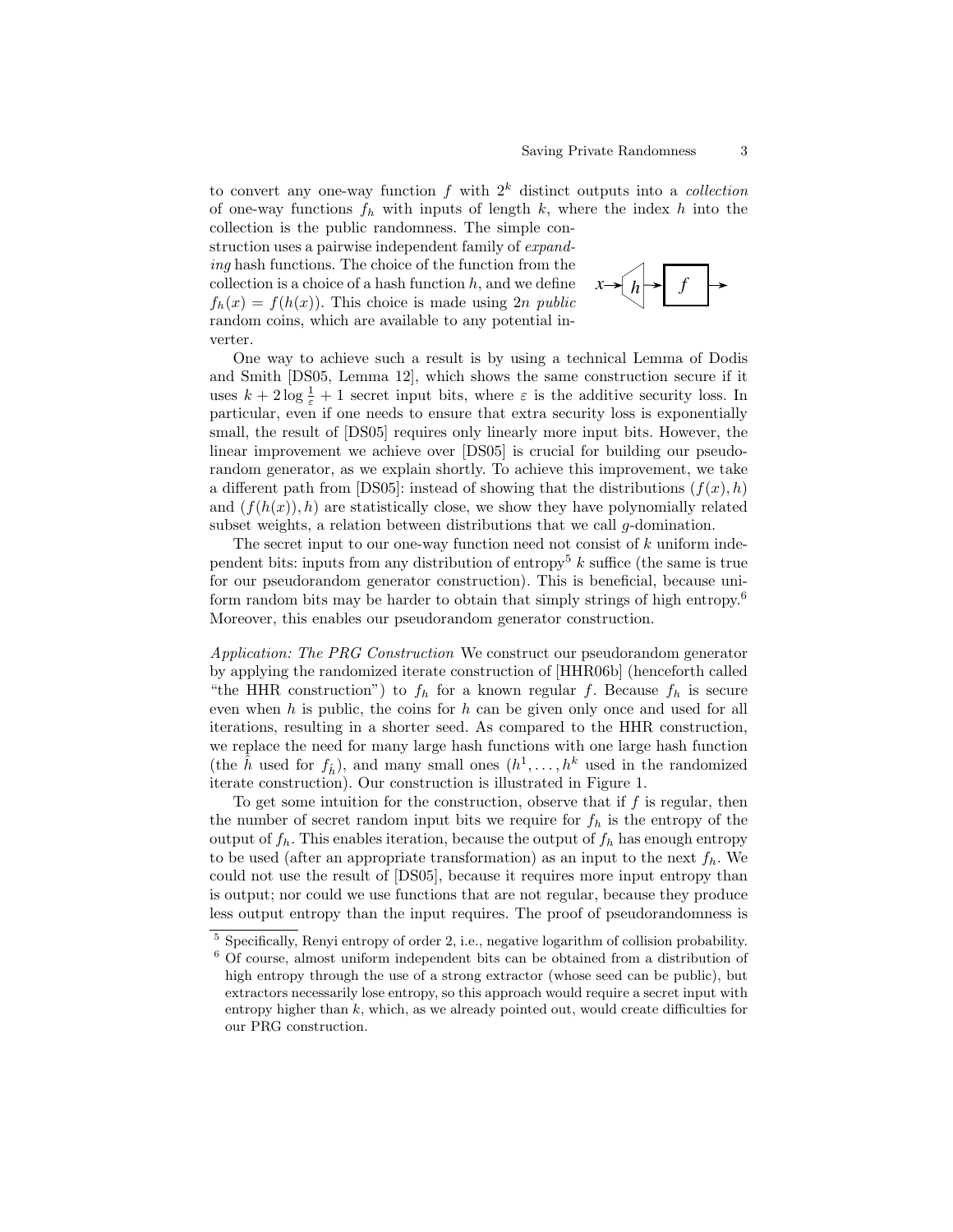to convert any one-way function $f$ with $2^k$ distinct outputs into a *collection* of one-way functions $f_h$ with inputs of length $k$, where the index $h$ into the collection is the public randomness. The simple construction uses a pairwise independent family of *expanding* hash functions. The choice of the function from the collection is a choice of a hash function $h$, and we define $f_h(x) = f(h(x))$. This choice is made using $2n$ *public* random coins, which are available to any potential inverter.

One way to achieve such a result is by using a technical Lemma of Dodis and Smith [DS05, Lemma 12], which shows the same construction secure if it uses $k + 2\log\frac{1}{\varepsilon} + 1$ secret input bits, where $\varepsilon$ is the additive security loss. In particular, even if one needs to ensure that extra security loss is exponentially small, the result of [DS05] requires only linearly more input bits. However, the linear improvement we achieve over [DS05] is crucial for building our pseudorandom generator, as we explain shortly. To achieve this improvement, we take a different path from [DS05]: instead of showing that the distributions $(f(x), h)$ and $(f(h(x)), h)$ are statistically close, we show they have polynomially related subset weights, a relation between distributions that we call $g$-domination.

The secret input to our one-way function need not consist of $k$ uniform independent bits: inputs from any distribution of entropy[5] $k$ suffice (the same is true for our pseudorandom generator construction). This is beneficial, because uniform random bits may be harder to obtain that simply strings of high entropy.[6] Moreover, this enables our pseudorandom generator construction.

*Application: The PRG Construction* We construct our pseudorandom generator by applying the randomized iterate construction of [HHR06b] (henceforth called "the HHR construction") to $f_h$ for a known regular $f$. Because $f_h$ is secure even when $h$ is public, the coins for $h$ can be given only once and used for all iterations, resulting in a shorter seed. As compared to the HHR construction, we replace the need for many large hash functions with one large hash function (the $\hat{h}$ used for $f_{\hat{h}}$), and many small ones ($h^1, \ldots, h^k$ used in the randomized iterate construction). Our construction is illustrated in Figure 1.

To get some intuition for the construction, observe that if $f$ is regular, then the number of secret random input bits we require for $f_h$ is the entropy of the output of $f_h$. This enables iteration, because the output of $f_h$ has enough entropy to be used (after an appropriate transformation) as an input to the next $f_h$. We could not use the result of [DS05], because it requires more input entropy than is output; nor could we use functions that are not regular, because they produce less output entropy than the input requires. The proof of pseudorandomness is

---

[5] Specifically, Renyi entropy of order 2, i.e., negative logarithm of collision probability.

[6] Of course, almost uniform independent bits can be obtained from a distribution of high entropy through the use of a strong extractor (whose seed can be public), but extractors necessarily lose entropy, so this approach would require a secret input with entropy higher than $k$, which, as we already pointed out, would create difficulties for our PRG construction.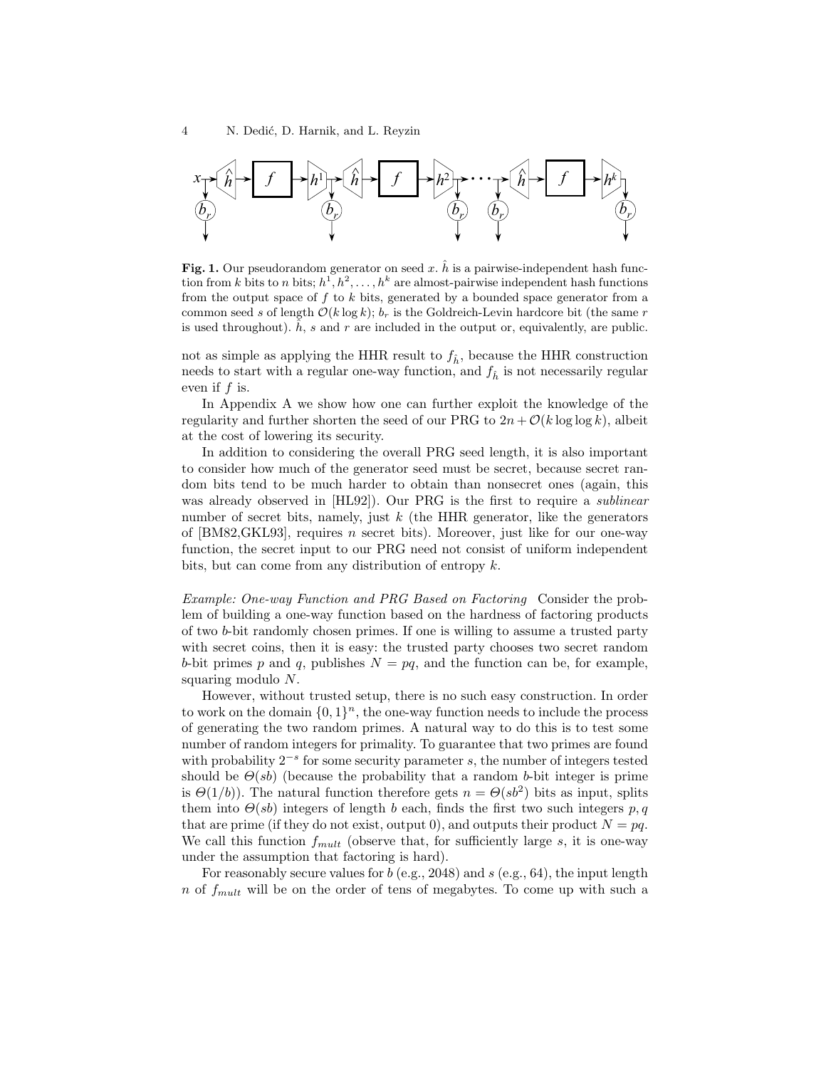**Fig. 1.** Our pseudorandom generator on seed $x$. $\hat{h}$ is a pairwise-independent hash function from $k$ bits to $n$ bits; $h^1, h^2, \ldots, h^k$ are almost-pairwise independent hash functions from the output space of $f$ to $k$ bits, generated by a bounded space generator from a common seed $s$ of length $\mathcal{O}(k \log k)$; $b_r$ is the Goldreich-Levin hardcore bit (the same $r$ is used throughout). $\hat{h}$, $s$ and $r$ are included in the output or, equivalently, are public.

not as simple as applying the HHR result to $f_{\hat{h}}$, because the HHR construction needs to start with a regular one-way function, and $f_{\hat{h}}$ is not necessarily regular even if $f$ is.

In Appendix A we show how one can further exploit the knowledge of the regularity and further shorten the seed of our PRG to $2n + \mathcal{O}(k \log \log k)$, albeit at the cost of lowering its security.

In addition to considering the overall PRG seed length, it is also important to consider how much of the generator seed must be secret, because secret random bits tend to be much harder to obtain than nonsecret ones (again, this was already observed in [HL92]). Our PRG is the first to require a *sublinear* number of secret bits, namely, just $k$ (the HHR generator, like the generators of [BM82,GKL93], requires $n$ secret bits). Moreover, just like for our one-way function, the secret input to our PRG need not consist of uniform independent bits, but can come from any distribution of entropy $k$.

*Example: One-way Function and PRG Based on Factoring* Consider the problem of building a one-way function based on the hardness of factoring products of two $b$-bit randomly chosen primes. If one is willing to assume a trusted party with secret coins, then it is easy: the trusted party chooses two secret random $b$-bit primes $p$ and $q$, publishes $N = pq$, and the function can be, for example, squaring modulo $N$.

However, without trusted setup, there is no such easy construction. In order to work on the domain $\{0,1\}^n$, the one-way function needs to include the process of generating the two random primes. A natural way to do this is to test some number of random integers for primality. To guarantee that two primes are found with probability $2^{-s}$ for some security parameter $s$, the number of integers tested should be $\Theta(sb)$ (because the probability that a random $b$-bit integer is prime is $\Theta(1/b)$). The natural function therefore gets $n = \Theta(sb^2)$ bits as input, splits them into $\Theta(sb)$ integers of length $b$ each, finds the first two such integers $p, q$ that are prime (if they do not exist, output 0), and outputs their product $N = pq$. We call this function $f_{mult}$ (observe that, for sufficiently large $s$, it is one-way under the assumption that factoring is hard).

For reasonably secure values for $b$ (e.g., 2048) and $s$ (e.g., 64), the input length $n$ of $f_{mult}$ will be on the order of tens of megabytes. To come up with such a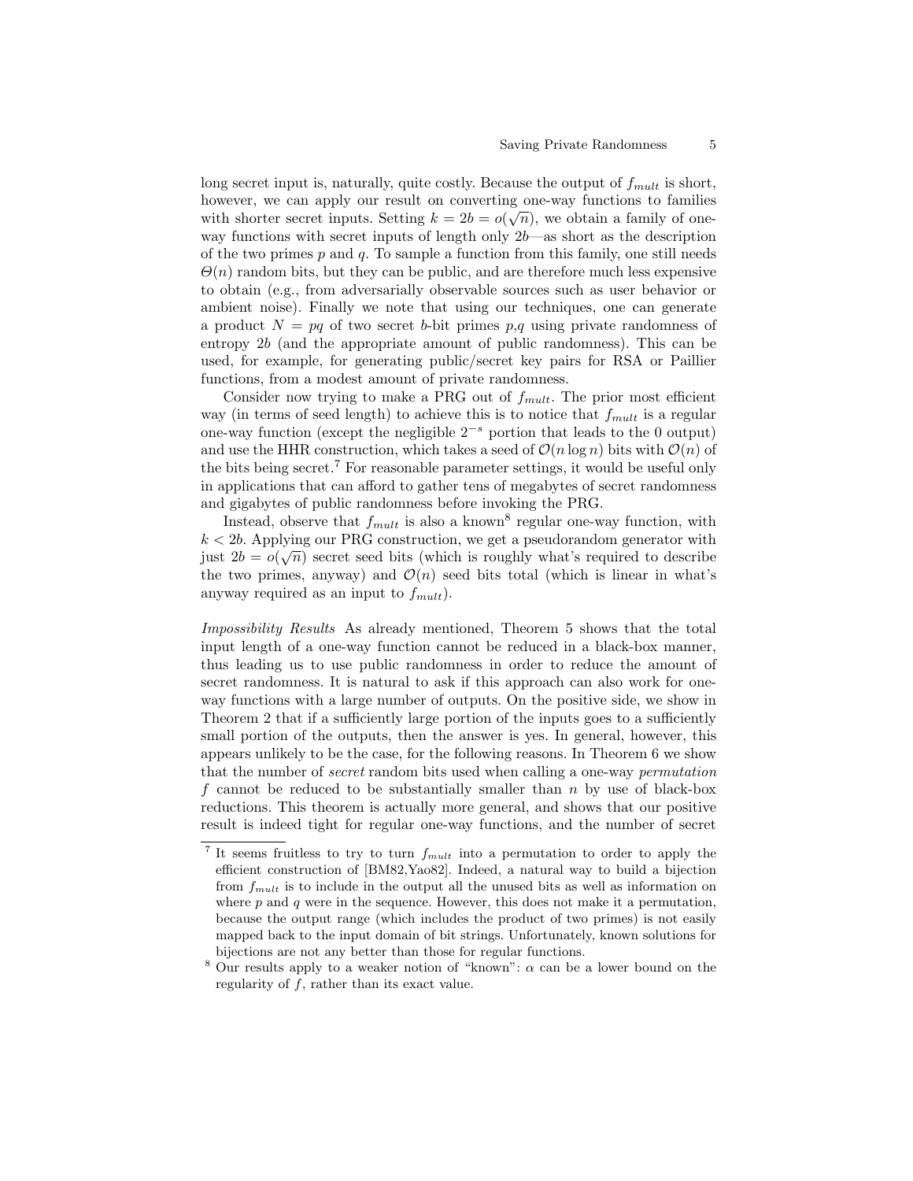long secret input is, naturally, quite costly. Because the output of $f_{mult}$ is short, however, we can apply our result on converting one-way functions to families with shorter secret inputs. Setting $k = 2b = o(\sqrt{n})$, we obtain a family of one-way functions with secret inputs of length only $2b$—as short as the description of the two primes $p$ and $q$. To sample a function from this family, one still needs $\Theta(n)$ random bits, but they can be public, and are therefore much less expensive to obtain (e.g., from adversarially observable sources such as user behavior or ambient noise). Finally we note that using our techniques, one can generate a product $N = pq$ of two secret $b$-bit primes $p$,$q$ using private randomness of entropy $2b$ (and the appropriate amount of public randomness). This can be used, for example, for generating public/secret key pairs for RSA or Paillier functions, from a modest amount of private randomness.

Consider now trying to make a PRG out of $f_{mult}$. The prior most efficient way (in terms of seed length) to achieve this is to notice that $f_{mult}$ is a regular one-way function (except the negligible $2^{-s}$ portion that leads to the 0 output) and use the HHR construction, which takes a seed of $\mathcal{O}(n \log n)$ bits with $\mathcal{O}(n)$ of the bits being secret.[7] For reasonable parameter settings, it would be useful only in applications that can afford to gather tens of megabytes of secret randomness and gigabytes of public randomness before invoking the PRG.

Instead, observe that $f_{mult}$ is also a known[8] regular one-way function, with $k < 2b$. Applying our PRG construction, we get a pseudorandom generator with just $2b = o(\sqrt{n})$ secret seed bits (which is roughly what's required to describe the two primes, anyway) and $\mathcal{O}(n)$ seed bits total (which is linear in what's anyway required as an input to $f_{mult}$).

*Impossibility Results* As already mentioned, Theorem 5 shows that the total input length of a one-way function cannot be reduced in a black-box manner, thus leading us to use public randomness in order to reduce the amount of secret randomness. It is natural to ask if this approach can also work for one-way functions with a large number of outputs. On the positive side, we show in Theorem 2 that if a sufficiently large portion of the inputs goes to a sufficiently small portion of the outputs, then the answer is yes. In general, however, this appears unlikely to be the case, for the following reasons. In Theorem 6 we show that the number of *secret* random bits used when calling a one-way *permutation* $f$ cannot be reduced to be substantially smaller than $n$ by use of black-box reductions. This theorem is actually more general, and shows that our positive result is indeed tight for regular one-way functions, and the number of secret

---

[7] It seems fruitless to try to turn $f_{mult}$ into a permutation to order to apply the efficient construction of [BM82,Yao82]. Indeed, a natural way to build a bijection from $f_{mult}$ is to include in the output all the unused bits as well as information on where $p$ and $q$ were in the sequence. However, this does not make it a permutation, because the output range (which includes the product of two primes) is not easily mapped back to the input domain of bit strings. Unfortunately, known solutions for bijections are not any better than those for regular functions.

[8] Our results apply to a weaker notion of "known": $\alpha$ can be a lower bound on the regularity of $f$, rather than its exact value.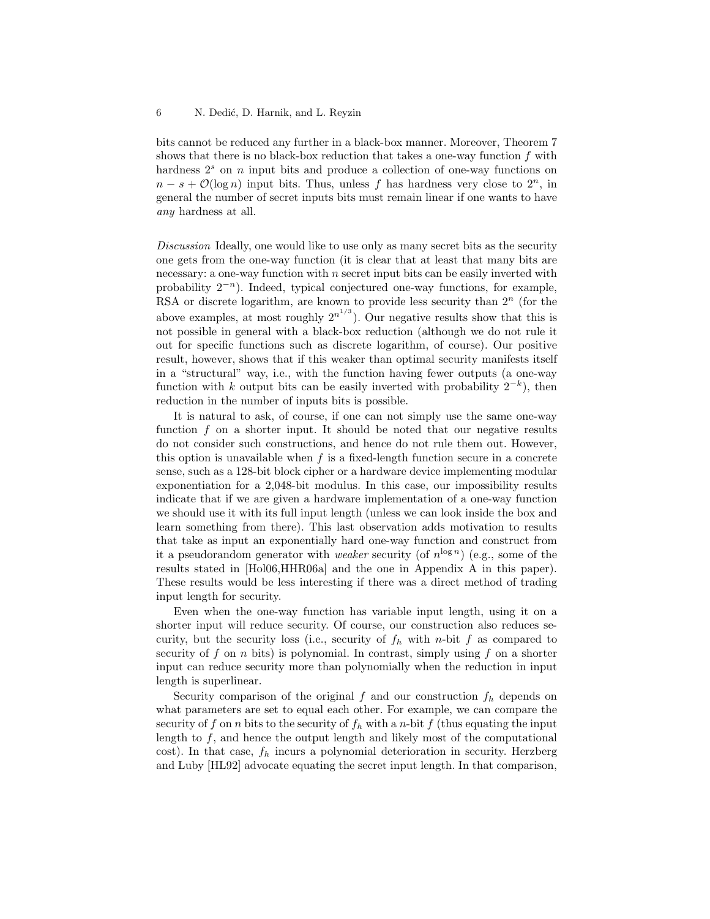bits cannot be reduced any further in a black-box manner. Moreover, Theorem 7 shows that there is no black-box reduction that takes a one-way function $f$ with hardness $2^s$ on $n$ input bits and produce a collection of one-way functions on $n - s + \mathcal{O}(\log n)$ input bits. Thus, unless $f$ has hardness very close to $2^n$, in general the number of secret inputs bits must remain linear if one wants to have *any* hardness at all.

*Discussion* Ideally, one would like to use only as many secret bits as the security one gets from the one-way function (it is clear that at least that many bits are necessary: a one-way function with $n$ secret input bits can be easily inverted with probability $2^{-n}$). Indeed, typical conjectured one-way functions, for example, RSA or discrete logarithm, are known to provide less security than $2^n$ (for the above examples, at most roughly $2^{n^{1/3}}$). Our negative results show that this is not possible in general with a black-box reduction (although we do not rule it out for specific functions such as discrete logarithm, of course). Our positive result, however, shows that if this weaker than optimal security manifests itself in a "structural" way, i.e., with the function having fewer outputs (a one-way function with $k$ output bits can be easily inverted with probability $2^{-k}$), then reduction in the number of inputs bits is possible.

It is natural to ask, of course, if one can not simply use the same one-way function $f$ on a shorter input. It should be noted that our negative results do not consider such constructions, and hence do not rule them out. However, this option is unavailable when $f$ is a fixed-length function secure in a concrete sense, such as a 128-bit block cipher or a hardware device implementing modular exponentiation for a 2,048-bit modulus. In this case, our impossibility results indicate that if we are given a hardware implementation of a one-way function we should use it with its full input length (unless we can look inside the box and learn something from there). This last observation adds motivation to results that take as input an exponentially hard one-way function and construct from it a pseudorandom generator with *weaker* security (of $n^{\log n}$) (e.g., some of the results stated in [Hol06,HHR06a] and the one in Appendix A in this paper). These results would be less interesting if there was a direct method of trading input length for security.

Even when the one-way function has variable input length, using it on a shorter input will reduce security. Of course, our construction also reduces security, but the security loss (i.e., security of $f_h$ with $n$-bit $f$ as compared to security of $f$ on $n$ bits) is polynomial. In contrast, simply using $f$ on a shorter input can reduce security more than polynomially when the reduction in input length is superlinear.

Security comparison of the original $f$ and our construction $f_h$ depends on what parameters are set to equal each other. For example, we can compare the security of $f$ on $n$ bits to the security of $f_h$ with a $n$-bit $f$ (thus equating the input length to $f$, and hence the output length and likely most of the computational cost). In that case, $f_h$ incurs a polynomial deterioration in security. Herzberg and Luby [HL92] advocate equating the secret input length. In that comparison,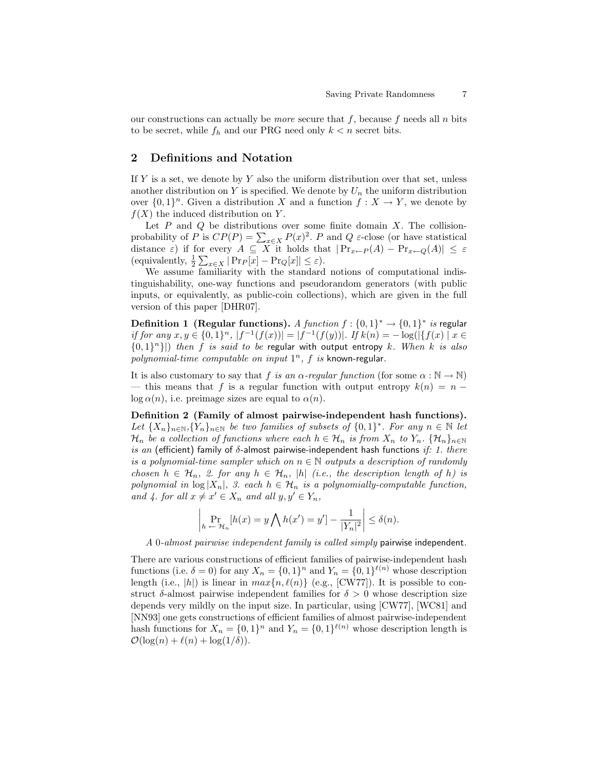our constructions can actually be *more* secure that $f$, because $f$ needs all $n$ bits to be secret, while $f_h$ and our PRG need only $k < n$ secret bits.

## 2 Definitions and Notation

If $Y$ is a set, we denote by $Y$ also the uniform distribution over that set, unless another distribution on $Y$ is specified. We denote by $U_n$ the uniform distribution over $\{0,1\}^n$. Given a distribution $X$ and a function $f : X \to Y$, we denote by $f(X)$ the induced distribution on $Y$.

Let $P$ and $Q$ be distributions over some finite domain $X$. The collision-probability of $P$ is $CP(P) = \sum_{x \in X} P(x)^2$. $P$ and $Q$ $\varepsilon$-close (or have statistical distance $\varepsilon$) if for every $A \subseteq X$ it holds that $|\Pr_{x \leftarrow P}(A) - \Pr_{x \leftarrow Q}(A)| \leq \varepsilon$ (equivalently, $\frac{1}{2}\sum_{x \in X} |\Pr_P[x] - \Pr_Q[x]| \leq \varepsilon$).

We assume familiarity with the standard notions of computational indistinguishability, one-way functions and pseudorandom generators (with public inputs, or equivalently, as public-coin collections), which are given in the full version of this paper [DHR07].

**Definition 1 (Regular functions).** *A function $f : \{0,1\}^* \to \{0,1\}^*$ is* regular *if for any $x, y \in \{0,1\}^n$, $|f^{-1}(f(x))| = |f^{-1}(f(y))|$. If $k(n) = -\log(|\{f(x) \mid x \in \{0,1\}^n\}|)$ then $f$ is said to be* regular with output entropy *$k$. When $k$ is also polynomial-time computable on input $1^n$, $f$ is* known-regular.

It is also customary to say that $f$ *is an $\alpha$-regular function* (for some $\alpha : \mathbb{N} \to \mathbb{N}$) — this means that $f$ is a regular function with output entropy $k(n) = n - \log \alpha(n)$, i.e. preimage sizes are equal to $\alpha(n)$.

**Definition 2 (Family of almost pairwise-independent hash functions).** *Let $\{X_n\}_{n\in\mathbb{N}}$,$\{Y_n\}_{n\in\mathbb{N}}$ be two families of subsets of $\{0,1\}^*$. For any $n \in \mathbb{N}$ let $\mathcal{H}_n$ be a collection of functions where each $h \in \mathcal{H}_n$ is from $X_n$ to $Y_n$. $\{\mathcal{H}_n\}_{n\in\mathbb{N}}$ is an* (efficient) family of $\delta$-almost pairwise-independent hash functions *if: 1. there is a polynomial-time sampler which on $n \in \mathbb{N}$ outputs a description of randomly chosen $h \in \mathcal{H}_n$, 2. for any $h \in \mathcal{H}_n$, $|h|$ (i.e., the description length of $h$) is polynomial in $\log |X_n|$, 3. each $h \in \mathcal{H}_n$ is a polynomially-computable function, and 4. for all $x \neq x' \in X_n$ and all $y, y' \in Y_n$,*

$$\left| \Pr_{h \leftarrow \mathcal{H}_n}[h(x) = y \bigwedge h(x') = y'] - \frac{1}{|Y_n|^2} \right| \leq \delta(n).$$

*A 0-almost pairwise independent family is called simply* pairwise independent.

There are various constructions of efficient families of pairwise-independent hash functions (i.e. $\delta = 0$) for any $X_n = \{0,1\}^n$ and $Y_n = \{0,1\}^{\ell(n)}$ whose description length (i.e., $|h|$) is linear in $max\{n, \ell(n)\}$ (e.g., [CW77]). It is possible to construct $\delta$-almost pairwise independent families for $\delta > 0$ whose description size depends very mildly on the input size. In particular, using [CW77], [WC81] and [NN93] one gets constructions of efficient families of almost pairwise-independent hash functions for $X_n = \{0,1\}^n$ and $Y_n = \{0,1\}^{\ell(n)}$ whose description length is $\mathcal{O}(\log(n) + \ell(n) + \log(1/\delta))$.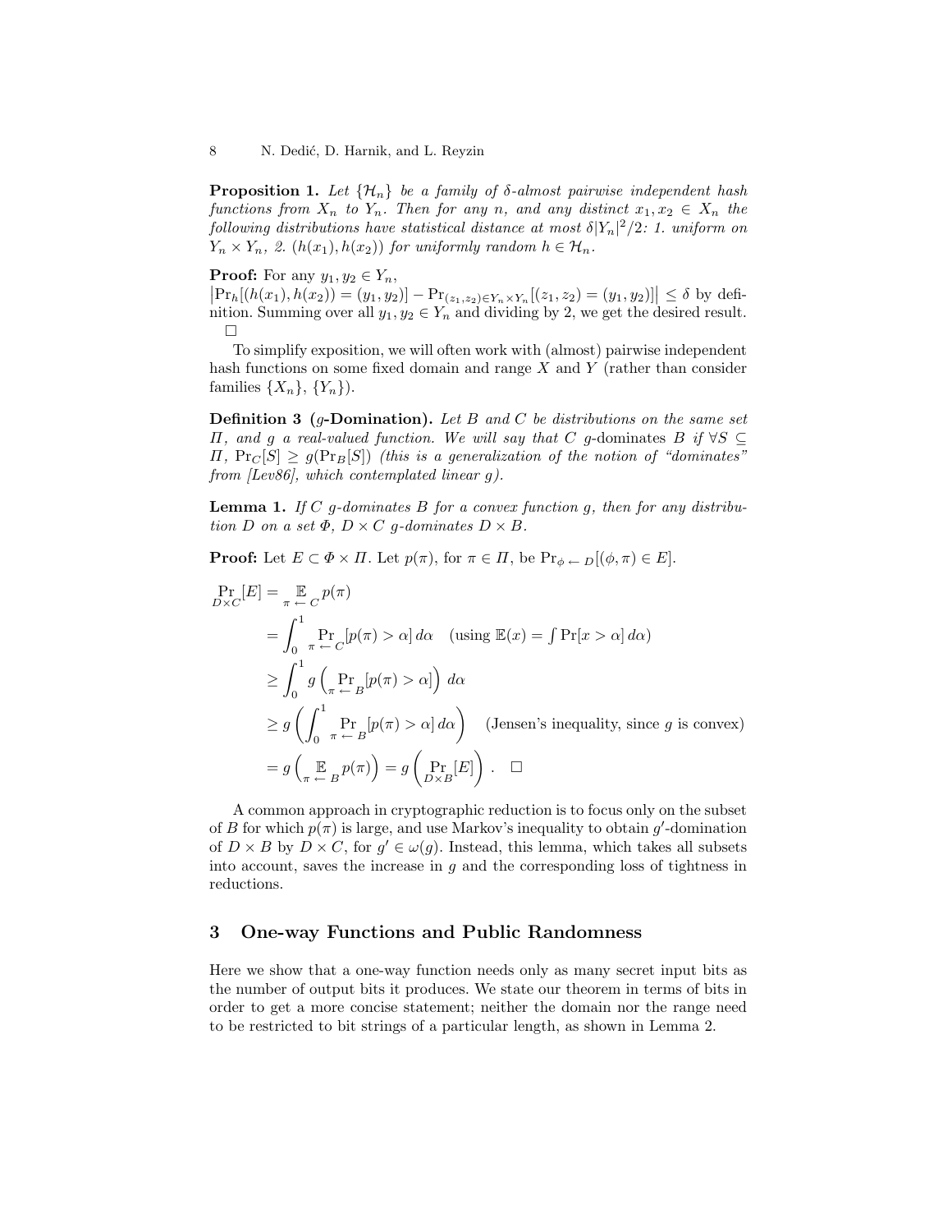**Proposition 1.** *Let $\{\mathcal{H}_n\}$ be a family of $\delta$-almost pairwise independent hash functions from $X_n$ to $Y_n$. Then for any $n$, and any distinct $x_1, x_2 \in X_n$ the following distributions have statistical distance at most $\delta |Y_n|^2/2$: 1. uniform on $Y_n \times Y_n$, 2. $(h(x_1), h(x_2))$ for uniformly random $h \in \mathcal{H}_n$.*

**Proof:** For any $y_1, y_2 \in Y_n$,
$\left|\Pr_h[(h(x_1), h(x_2)) = (y_1, y_2)] - \Pr_{(z_1,z_2) \in Y_n \times Y_n}[(z_1, z_2) = (y_1, y_2)]\right| \le \delta$ by definition. Summing over all $y_1, y_2 \in Y_n$ and dividing by 2, we get the desired result. □

To simplify exposition, we will often work with (almost) pairwise independent hash functions on some fixed domain and range $X$ and $Y$ (rather than consider families $\{X_n\}$, $\{Y_n\}$).

**Definition 3 ($g$-Domination).** *Let $B$ and $C$ be distributions on the same set $\Pi$, and $g$ a real-valued function. We will say that $C$ $g$-dominates $B$ if $\forall S \subseteq \Pi$, $\Pr_C[S] \ge g(\Pr_B[S])$ (this is a generalization of the notion of "dominates" from [Lev86], which contemplated linear $g$).*

**Lemma 1.** *If $C$ $g$-dominates $B$ for a convex function $g$, then for any distribution $D$ on a set $\Phi$, $D \times C$ $g$-dominates $D \times B$.*

**Proof:** Let $E \subset \Phi \times \Pi$. Let $p(\pi)$, for $\pi \in \Pi$, be $\Pr_{\phi \leftarrow D}[(\phi, \pi) \in E]$.

$$\begin{aligned}
\Pr_{D \times C}[E] &= \mathop{\mathbb{E}}_{\pi \leftarrow C} p(\pi) \\
&= \int_0^1 \Pr_{\pi \leftarrow C}[p(\pi) > \alpha]\, d\alpha \quad (\text{using } \mathbb{E}(x) = \textstyle\int \Pr[x > \alpha]\, d\alpha) \\
&\ge \int_0^1 g\left(\Pr_{\pi \leftarrow B}[p(\pi) > \alpha]\right) d\alpha \\
&\ge g\left(\int_0^1 \Pr_{\pi \leftarrow B}[p(\pi) > \alpha]\, d\alpha\right) \quad (\text{Jensen's inequality, since } g \text{ is convex}) \\
&= g\left(\mathop{\mathbb{E}}_{\pi \leftarrow B} p(\pi)\right) = g\left(\Pr_{D \times B}[E]\right). \quad \square
\end{aligned}$$

A common approach in cryptographic reduction is to focus only on the subset of $B$ for which $p(\pi)$ is large, and use Markov's inequality to obtain $g'$-domination of $D \times B$ by $D \times C$, for $g' \in \omega(g)$. Instead, this lemma, which takes all subsets into account, saves the increase in $g$ and the corresponding loss of tightness in reductions.

## 3 One-way Functions and Public Randomness

Here we show that a one-way function needs only as many secret input bits as the number of output bits it produces. We state our theorem in terms of bits in order to get a more concise statement; neither the domain nor the range need to be restricted to bit strings of a particular length, as shown in Lemma 2.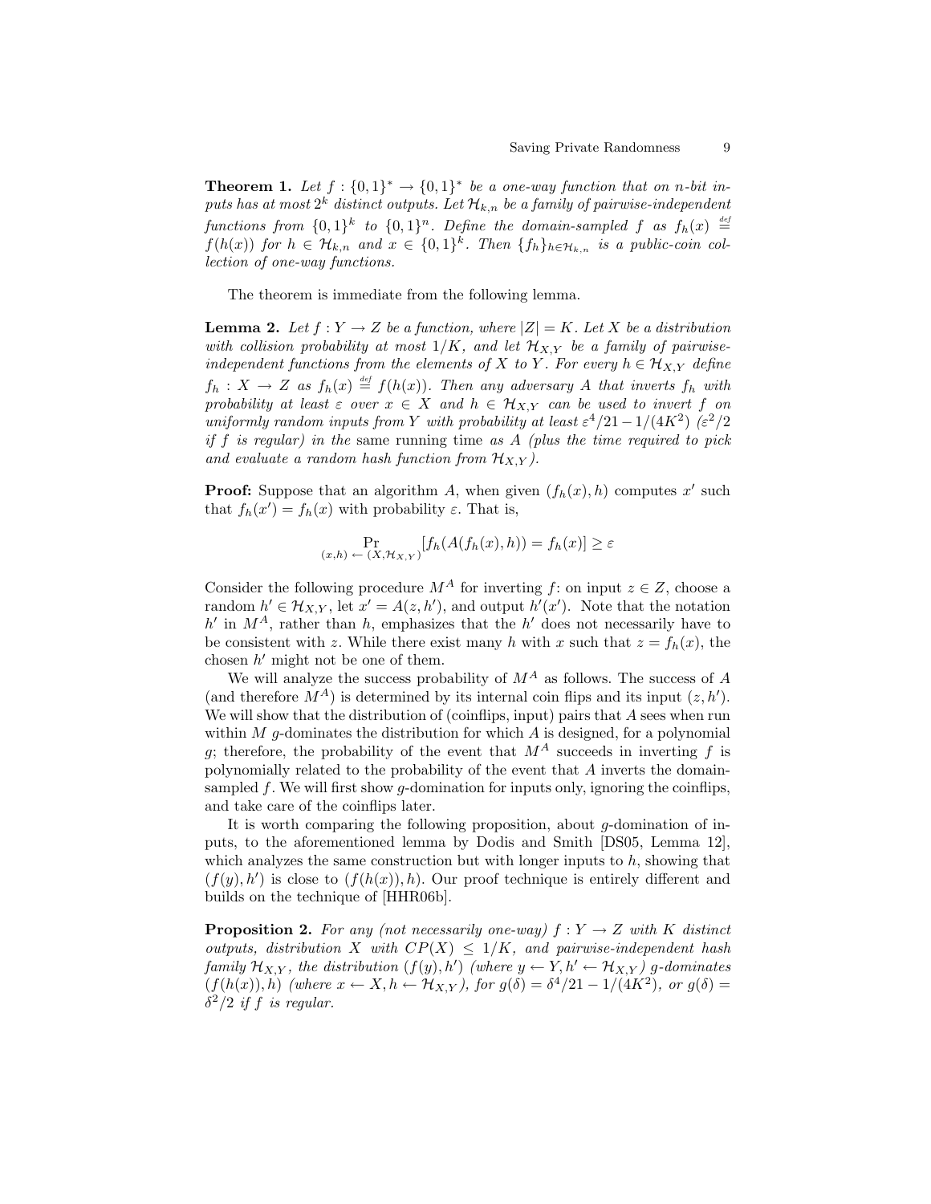**Theorem 1.** *Let $f : \{0,1\}^* \to \{0,1\}^*$ be a one-way function that on $n$-bit inputs has at most $2^k$ distinct outputs. Let $\mathcal{H}_{k,n}$ be a family of pairwise-independent functions from $\{0,1\}^k$ to $\{0,1\}^n$. Define the domain-sampled $f$ as $f_h(x) \stackrel{def}{=} f(h(x))$ for $h \in \mathcal{H}_{k,n}$ and $x \in \{0,1\}^k$. Then $\{f_h\}_{h \in \mathcal{H}_{k,n}}$ is a public-coin collection of one-way functions.*

The theorem is immediate from the following lemma.

**Lemma 2.** *Let $f : Y \to Z$ be a function, where $|Z| = K$. Let $X$ be a distribution with collision probability at most $1/K$, and let $\mathcal{H}_{X,Y}$ be a family of pairwise-independent functions from the elements of $X$ to $Y$. For every $h \in \mathcal{H}_{X,Y}$ define $f_h : X \to Z$ as $f_h(x) \stackrel{def}{=} f(h(x))$. Then any adversary $A$ that inverts $f_h$ with probability at least $\varepsilon$ over $x \in X$ and $h \in \mathcal{H}_{X,Y}$ can be used to invert $f$ on uniformly random inputs from $Y$ with probability at least $\varepsilon^4/21 - 1/(4K^2)$ ($\varepsilon^2/2$ if $f$ is regular) in the* same *running time as $A$ (plus the time required to pick and evaluate a random hash function from $\mathcal{H}_{X,Y}$).*

**Proof:** Suppose that an algorithm $A$, when given $(f_h(x), h)$ computes $x'$ such that $f_h(x') = f_h(x)$ with probability $\varepsilon$. That is,

$$\Pr_{(x,h) \leftarrow (X, \mathcal{H}_{X,Y})}[f_h(A(f_h(x), h)) = f_h(x)] \geq \varepsilon$$

Consider the following procedure $M^A$ for inverting $f$: on input $z \in Z$, choose a random $h' \in \mathcal{H}_{X,Y}$, let $x' = A(z, h')$, and output $h'(x')$. Note that the notation $h'$ in $M^A$, rather than $h$, emphasizes that the $h'$ does not necessarily have to be consistent with $z$. While there exist many $h$ with $x$ such that $z = f_h(x)$, the chosen $h'$ might not be one of them.

We will analyze the success probability of $M^A$ as follows. The success of $A$ (and therefore $M^A$) is determined by its internal coin flips and its input $(z, h')$. We will show that the distribution of (coinflips, input) pairs that $A$ sees when run within $M$ $g$-dominates the distribution for which $A$ is designed, for a polynomial $g$; therefore, the probability of the event that $M^A$ succeeds in inverting $f$ is polynomially related to the probability of the event that $A$ inverts the domain-sampled $f$. We will first show $g$-domination for inputs only, ignoring the coinflips, and take care of the coinflips later.

It is worth comparing the following proposition, about $g$-domination of inputs, to the aforementioned lemma by Dodis and Smith [DS05, Lemma 12], which analyzes the same construction but with longer inputs to $h$, showing that $(f(y), h')$ is close to $(f(h(x)), h)$. Our proof technique is entirely different and builds on the technique of [HHR06b].

**Proposition 2.** *For any (not necessarily one-way) $f : Y \to Z$ with $K$ distinct outputs, distribution $X$ with $CP(X) \leq 1/K$, and pairwise-independent hash family $\mathcal{H}_{X,Y}$, the distribution $(f(y), h')$ (where $y \leftarrow Y, h' \leftarrow \mathcal{H}_{X,Y}$) $g$-dominates $(f(h(x)), h)$ (where $x \leftarrow X, h \leftarrow \mathcal{H}_{X,Y}$), for $g(\delta) = \delta^4/21 - 1/(4K^2)$, or $g(\delta) = \delta^2/2$ if $f$ is regular.*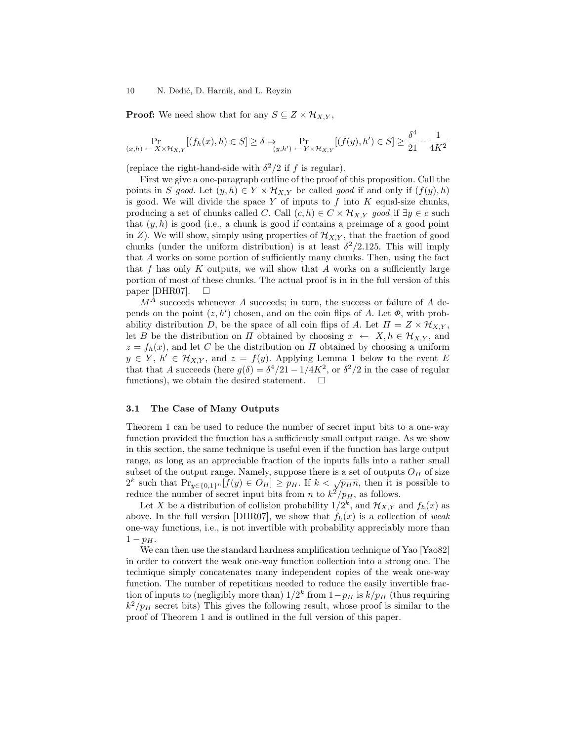**Proof:** We need show that for any $S \subseteq Z \times \mathcal{H}_{X,Y}$,

$$\Pr_{(x,h) \leftarrow X \times \mathcal{H}_{X,Y}}[(f_h(x), h) \in S] \geq \delta \Rightarrow \Pr_{(y,h') \leftarrow Y \times \mathcal{H}_{X,Y}}[(f(y), h') \in S] \geq \frac{\delta^4}{21} - \frac{1}{4K^2}$$

(replace the right-hand-side with $\delta^2/2$ if $f$ is regular).

First we give a one-paragraph outline of the proof of this proposition. Call the points in $S$ *good*. Let $(y, h) \in Y \times \mathcal{H}_{X,Y}$ be called *good* if and only if $(f(y), h)$ is good. We will divide the space $Y$ of inputs to $f$ into $K$ equal-size chunks, producing a set of chunks called $C$. Call $(c, h) \in C \times \mathcal{H}_{X,Y}$ *good* if $\exists y \in c$ such that $(y, h)$ is good (i.e., a chunk is good if contains a preimage of a good point in $Z$). We will show, simply using properties of $\mathcal{H}_{X,Y}$, that the fraction of good chunks (under the uniform distribution) is at least $\delta^2/2.125$. This will imply that $A$ works on some portion of sufficiently many chunks. Then, using the fact that $f$ has only $K$ outputs, we will show that $A$ works on a sufficiently large portion of most of these chunks. The actual proof is in in the full version of this paper [DHR07]. $\square$

$M^A$ succeeds whenever $A$ succeeds; in turn, the success or failure of $A$ depends on the point $(z, h')$ chosen, and on the coin flips of $A$. Let $\Phi$, with probability distribution $D$, be the space of all coin flips of $A$. Let $\Pi = Z \times \mathcal{H}_{X,Y}$, let $B$ be the distribution on $\Pi$ obtained by choosing $x \leftarrow X, h \in \mathcal{H}_{X,Y}$, and $z = f_h(x)$, and let $C$ be the distribution on $\Pi$ obtained by choosing a uniform $y \in Y$, $h' \in \mathcal{H}_{X,Y}$, and $z = f(y)$. Applying Lemma 1 below to the event $E$ that that $A$ succeeds (here $g(\delta) = \delta^4/21 - 1/4K^2$, or $\delta^2/2$ in the case of regular functions), we obtain the desired statement. $\square$

### 3.1 The Case of Many Outputs

Theorem 1 can be used to reduce the number of secret input bits to a one-way function provided the function has a sufficiently small output range. As we show in this section, the same technique is useful even if the function has large output range, as long as an appreciable fraction of the inputs falls into a rather small subset of the output range. Namely, suppose there is a set of outputs $O_H$ of size $2^k$ such that $\Pr_{y \in \{0,1\}^n}[f(y) \in O_H] \geq p_H$. If $k < \sqrt{p_H n}$, then it is possible to reduce the number of secret input bits from $n$ to $k^2/p_H$, as follows.

Let $X$ be a distribution of collision probability $1/2^k$, and $\mathcal{H}_{X,Y}$ and $f_h(x)$ as above. In the full version [DHR07], we show that $f_h(x)$ is a collection of *weak* one-way functions, i.e., is not invertible with probability appreciably more than $1 - p_H$.

We can then use the standard hardness amplification technique of Yao [Yao82] in order to convert the weak one-way function collection into a strong one. The technique simply concatenates many independent copies of the weak one-way function. The number of repetitions needed to reduce the easily invertible fraction of inputs to (negligibly more than) $1/2^k$ from $1 - p_H$ is $k/p_H$ (thus requiring $k^2/p_H$ secret bits) This gives the following result, whose proof is similar to the proof of Theorem 1 and is outlined in the full version of this paper.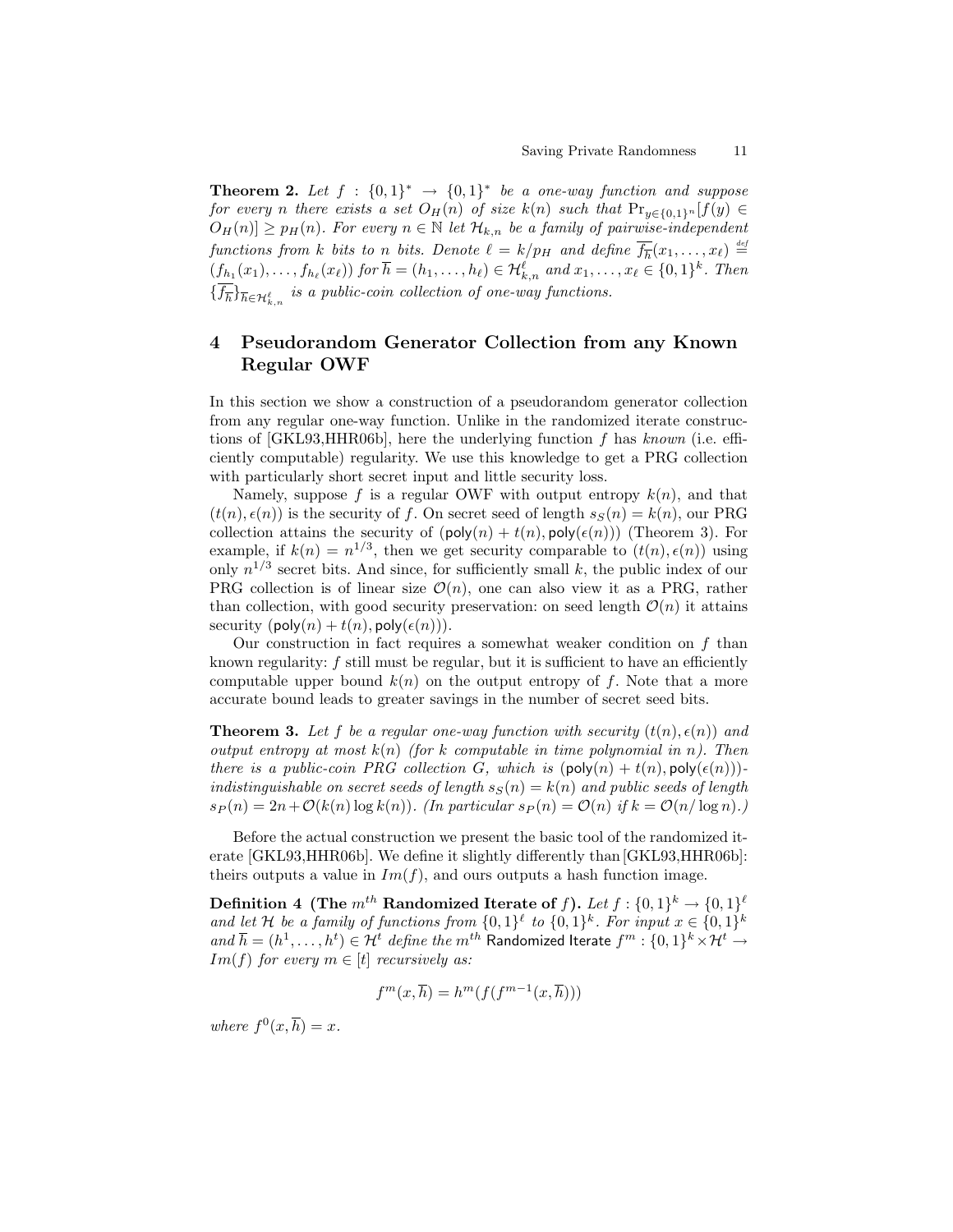**Theorem 2.** *Let $f : \{0,1\}^* \to \{0,1\}^*$ be a one-way function and suppose for every $n$ there exists a set $O_H(n)$ of size $k(n)$ such that $\Pr_{y \in \{0,1\}^n}[f(y) \in O_H(n)] \geq p_H(n)$. For every $n \in \mathbb{N}$ let $\mathcal{H}_{k,n}$ be a family of pairwise-independent functions from $k$ bits to $n$ bits. Denote $\ell = k/p_H$ and define $\overline{f_{\overline{h}}}(x_1, \ldots, x_\ell) \stackrel{def}{=} (f_{h_1}(x_1), \ldots, f_{h_\ell}(x_\ell))$ for $\overline{h} = (h_1, \ldots, h_\ell) \in \mathcal{H}^\ell_{k,n}$ and $x_1, \ldots, x_\ell \in \{0,1\}^k$. Then $\{\overline{f_{\overline{h}}}\}_{\overline{h} \in \mathcal{H}^\ell_{k,n}}$ is a public-coin collection of one-way functions.*

## 4 Pseudorandom Generator Collection from any Known Regular OWF

In this section we show a construction of a pseudorandom generator collection from any regular one-way function. Unlike in the randomized iterate constructions of [GKL93,HHR06b], here the underlying function $f$ has *known* (i.e. efficiently computable) regularity. We use this knowledge to get a PRG collection with particularly short secret input and little security loss.

Namely, suppose $f$ is a regular OWF with output entropy $k(n)$, and that $(t(n), \epsilon(n))$ is the security of $f$. On secret seed of length $s_S(n) = k(n)$, our PRG collection attains the security of $(\mathsf{poly}(n) + t(n), \mathsf{poly}(\epsilon(n)))$ (Theorem 3). For example, if $k(n) = n^{1/3}$, then we get security comparable to $(t(n), \epsilon(n))$ using only $n^{1/3}$ secret bits. And since, for sufficiently small $k$, the public index of our PRG collection is of linear size $\mathcal{O}(n)$, one can also view it as a PRG, rather than collection, with good security preservation: on seed length $\mathcal{O}(n)$ it attains security $(\mathsf{poly}(n) + t(n), \mathsf{poly}(\epsilon(n)))$.

Our construction in fact requires a somewhat weaker condition on $f$ than known regularity: $f$ still must be regular, but it is sufficient to have an efficiently computable upper bound $k(n)$ on the output entropy of $f$. Note that a more accurate bound leads to greater savings in the number of secret seed bits.

**Theorem 3.** *Let $f$ be a regular one-way function with security $(t(n), \epsilon(n))$ and output entropy at most $k(n)$ (for $k$ computable in time polynomial in $n$). Then there is a public-coin PRG collection $G$, which is $(\mathsf{poly}(n) + t(n), \mathsf{poly}(\epsilon(n)))$-indistinguishable on secret seeds of length $s_S(n) = k(n)$ and public seeds of length $s_P(n) = 2n + \mathcal{O}(k(n) \log k(n))$. (In particular $s_P(n) = \mathcal{O}(n)$ if $k = \mathcal{O}(n/\log n)$.)*

Before the actual construction we present the basic tool of the randomized iterate [GKL93,HHR06b]. We define it slightly differently than [GKL93,HHR06b]: theirs outputs a value in $Im(f)$, and ours outputs a hash function image.

**Definition 4 (The $m^{th}$ Randomized Iterate of $f$).** *Let $f : \{0,1\}^k \to \{0,1\}^\ell$ and let $\mathcal{H}$ be a family of functions from $\{0,1\}^\ell$ to $\{0,1\}^k$. For input $x \in \{0,1\}^k$ and $\overline{h} = (h^1, \ldots, h^t) \in \mathcal{H}^t$ define the $m^{th}$ Randomized Iterate $f^m : \{0,1\}^k \times \mathcal{H}^t \to Im(f)$ for every $m \in [t]$ recursively as:*

$$f^m(x, \overline{h}) = h^m(f(f^{m-1}(x, \overline{h})))$$

*where $f^0(x, \overline{h}) = x$.*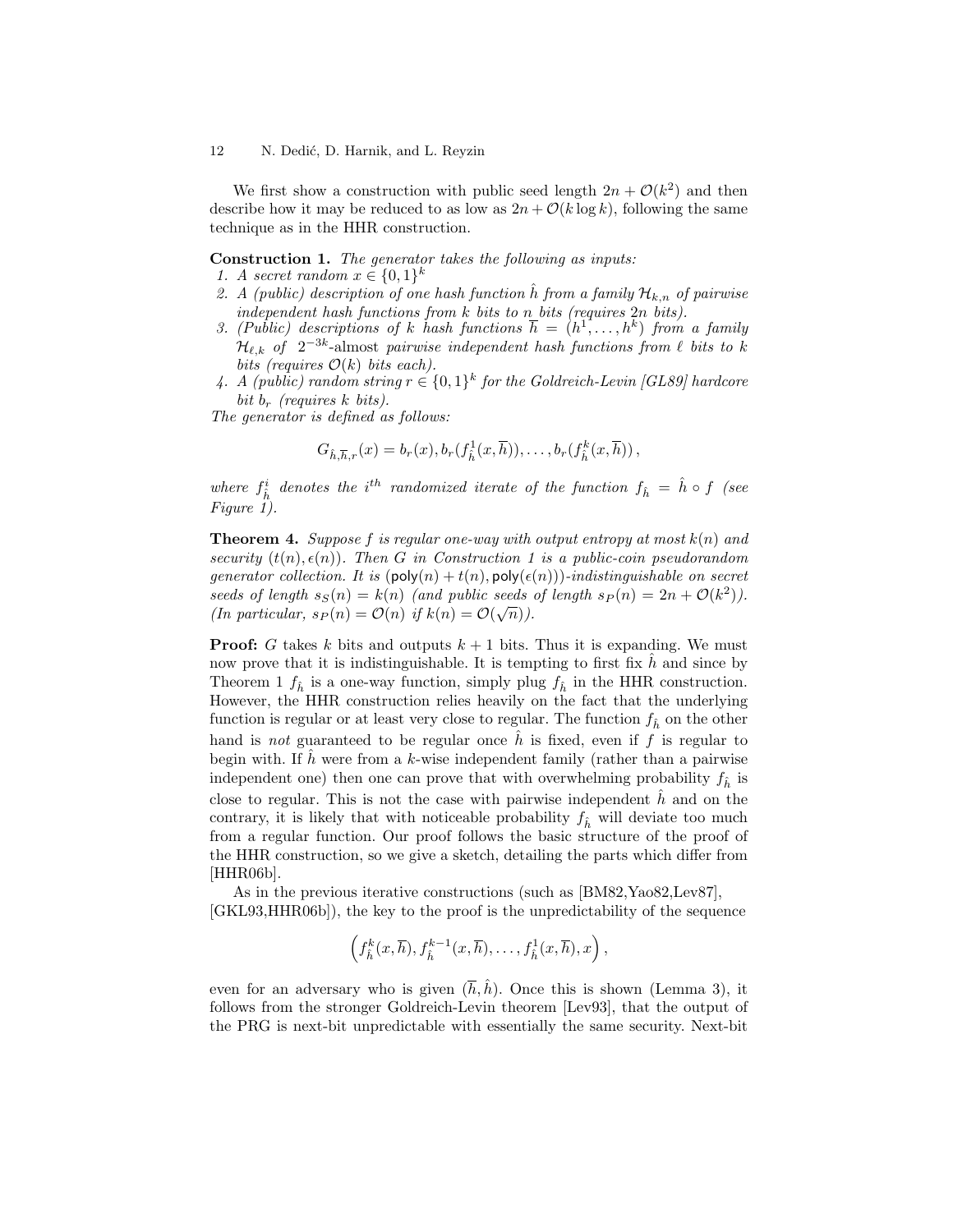We first show a construction with public seed length $2n + \mathcal{O}(k^2)$ and then describe how it may be reduced to as low as $2n + \mathcal{O}(k \log k)$, following the same technique as in the HHR construction.

**Construction 1.** *The generator takes the following as inputs:*

1. *A secret random $x \in \{0,1\}^k$*
2. *A (public) description of one hash function $\hat{h}$ from a family $\mathcal{H}_{k,n}$ of pairwise independent hash functions from $k$ bits to $n$ bits (requires $2n$ bits).*
3. *(Public) descriptions of $k$ hash functions $\overline{h} = (h^1, \ldots, h^k)$ from a family $\mathcal{H}_{\ell,k}$ of $2^{-3k}$-almost pairwise independent hash functions from $\ell$ bits to $k$ bits (requires $\mathcal{O}(k)$ bits each).*
4. *A (public) random string $r \in \{0,1\}^k$ for the Goldreich-Levin [GL89] hardcore bit $b_r$ (requires $k$ bits).*

*The generator is defined as follows:*

$$G_{\hat{h},\overline{h},r}(x) = b_r(x), b_r(f^1_{\hat{h}}(x,\overline{h})), \ldots, b_r(f^k_{\hat{h}}(x,\overline{h}))\,,$$

*where $f^i_{\hat{h}}$ denotes the $i^{th}$ randomized iterate of the function $f_{\hat{h}} = \hat{h} \circ f$ (see Figure 1).*

**Theorem 4.** *Suppose $f$ is regular one-way with output entropy at most $k(n)$ and security $(t(n), \epsilon(n))$. Then $G$ in Construction 1 is a public-coin pseudorandom generator collection. It is $(\mathsf{poly}(n) + t(n), \mathsf{poly}(\epsilon(n)))$-indistinguishable on secret seeds of length $s_S(n) = k(n)$ (and public seeds of length $s_P(n) = 2n + \mathcal{O}(k^2)$). (In particular, $s_P(n) = \mathcal{O}(n)$ if $k(n) = \mathcal{O}(\sqrt{n})$).*

**Proof:** $G$ takes $k$ bits and outputs $k+1$ bits. Thus it is expanding. We must now prove that it is indistinguishable. It is tempting to first fix $\hat{h}$ and since by Theorem 1 $f_{\hat{h}}$ is a one-way function, simply plug $f_{\hat{h}}$ in the HHR construction. However, the HHR construction relies heavily on the fact that the underlying function is regular or at least very close to regular. The function $f_{\hat{h}}$ on the other hand is *not* guaranteed to be regular once $\hat{h}$ is fixed, even if $f$ is regular to begin with. If $\hat{h}$ were from a $k$-wise independent family (rather than a pairwise independent one) then one can prove that with overwhelming probability $f_{\hat{h}}$ is close to regular. This is not the case with pairwise independent $\hat{h}$ and on the contrary, it is likely that with noticeable probability $f_{\hat{h}}$ will deviate too much from a regular function. Our proof follows the basic structure of the proof of the HHR construction, so we give a sketch, detailing the parts which differ from [HHR06b].

As in the previous iterative constructions (such as [BM82,Yao82,Lev87], [GKL93,HHR06b]), the key to the proof is the unpredictability of the sequence

$$\left(f^k_{\hat{h}}(x,\overline{h}), f^{k-1}_{\hat{h}}(x,\overline{h}), \ldots, f^1_{\hat{h}}(x,\overline{h}), x\right),$$

even for an adversary who is given $(\overline{h}, \hat{h})$. Once this is shown (Lemma 3), it follows from the stronger Goldreich-Levin theorem [Lev93], that the output of the PRG is next-bit unpredictable with essentially the same security. Next-bit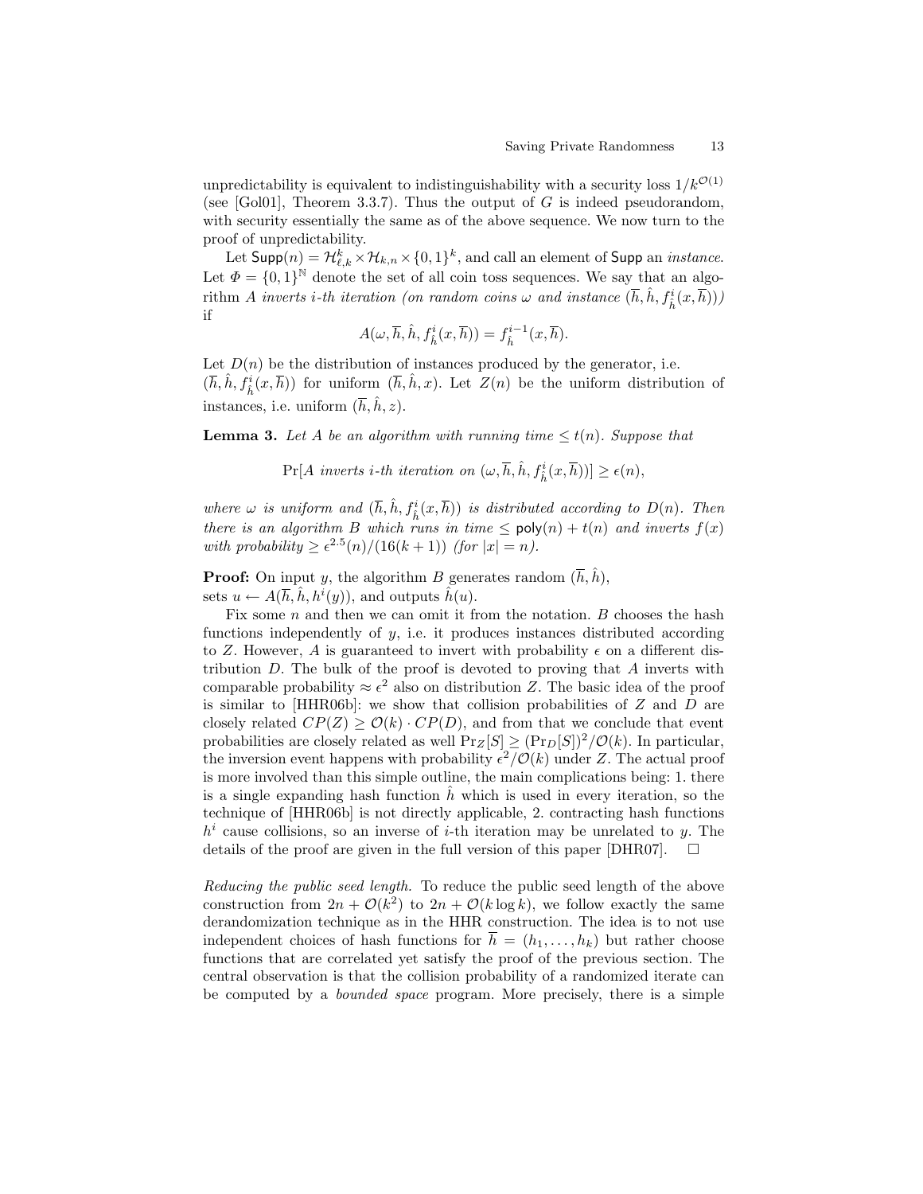unpredictability is equivalent to indistinguishability with a security loss $1/k^{\mathcal{O}(1)}$ (see [Gol01], Theorem 3.3.7). Thus the output of $G$ is indeed pseudorandom, with security essentially the same as of the above sequence. We now turn to the proof of unpredictability.

Let $\mathsf{Supp}(n) = \mathcal{H}_{\ell,k}^k \times \mathcal{H}_{k,n} \times \{0,1\}^k$, and call an element of $\mathsf{Supp}$ an *instance*. Let $\Phi = \{0,1\}^{\mathbb{N}}$ denote the set of all coin toss sequences. We say that an algorithm $A$ *inverts $i$-th iteration (on random coins $\omega$ and instance $(\overline{h}, \hat{h}, f_{\hat{h}}^i(x, \overline{h}))$)* if

$$A(\omega, \overline{h}, \hat{h}, f_{\hat{h}}^i(x, \overline{h})) = f_{\hat{h}}^{i-1}(x, \overline{h}).$$

Let $D(n)$ be the distribution of instances produced by the generator, i.e. $(\overline{h}, \hat{h}, f_{\hat{h}}^i(x, \overline{h}))$ for uniform $(\overline{h}, \hat{h}, x)$. Let $Z(n)$ be the uniform distribution of instances, i.e. uniform $(\overline{h}, \hat{h}, z)$.

**Lemma 3.** *Let $A$ be an algorithm with running time $\leq t(n)$. Suppose that*

$$\Pr[A \text{ inverts } i\text{-th iteration on } (\omega, \overline{h}, \hat{h}, f_{\hat{h}}^i(x, \overline{h}))] \geq \epsilon(n),$$

*where $\omega$ is uniform and $(\overline{h}, \hat{h}, f_{\hat{h}}^i(x, \overline{h}))$ is distributed according to $D(n)$. Then there is an algorithm $B$ which runs in time $\leq \mathsf{poly}(n) + t(n)$ and inverts $f(x)$ with probability $\geq \epsilon^{2.5}(n)/(16(k+1))$ (for $|x| = n$).*

**Proof:** On input $y$, the algorithm $B$ generates random $(\overline{h}, \hat{h})$, sets $u \leftarrow A(\overline{h}, \hat{h}, h^i(y))$, and outputs $\hat{h}(u)$.

Fix some $n$ and then we can omit it from the notation. $B$ chooses the hash functions independently of $y$, i.e. it produces instances distributed according to $Z$. However, $A$ is guaranteed to invert with probability $\epsilon$ on a different distribution $D$. The bulk of the proof is devoted to proving that $A$ inverts with comparable probability $\approx \epsilon^2$ also on distribution $Z$. The basic idea of the proof is similar to [HHR06b]: we show that collision probabilities of $Z$ and $D$ are closely related $CP(Z) \geq \mathcal{O}(k) \cdot CP(D)$, and from that we conclude that event probabilities are closely related as well $\Pr_Z[S] \geq (\Pr_D[S])^2/\mathcal{O}(k)$. In particular, the inversion event happens with probability $\epsilon^2/\mathcal{O}(k)$ under $Z$. The actual proof is more involved than this simple outline, the main complications being: 1. there is a single expanding hash function $\hat{h}$ which is used in every iteration, so the technique of [HHR06b] is not directly applicable, 2. contracting hash functions $h^i$ cause collisions, so an inverse of $i$-th iteration may be unrelated to $y$. The details of the proof are given in the full version of this paper [DHR07]. $\square$

*Reducing the public seed length.* To reduce the public seed length of the above construction from $2n + \mathcal{O}(k^2)$ to $2n + \mathcal{O}(k \log k)$, we follow exactly the same derandomization technique as in the HHR construction. The idea is to not use independent choices of hash functions for $\overline{h} = (h_1, \ldots, h_k)$ but rather choose functions that are correlated yet satisfy the proof of the previous section. The central observation is that the collision probability of a randomized iterate can be computed by a *bounded space* program. More precisely, there is a simple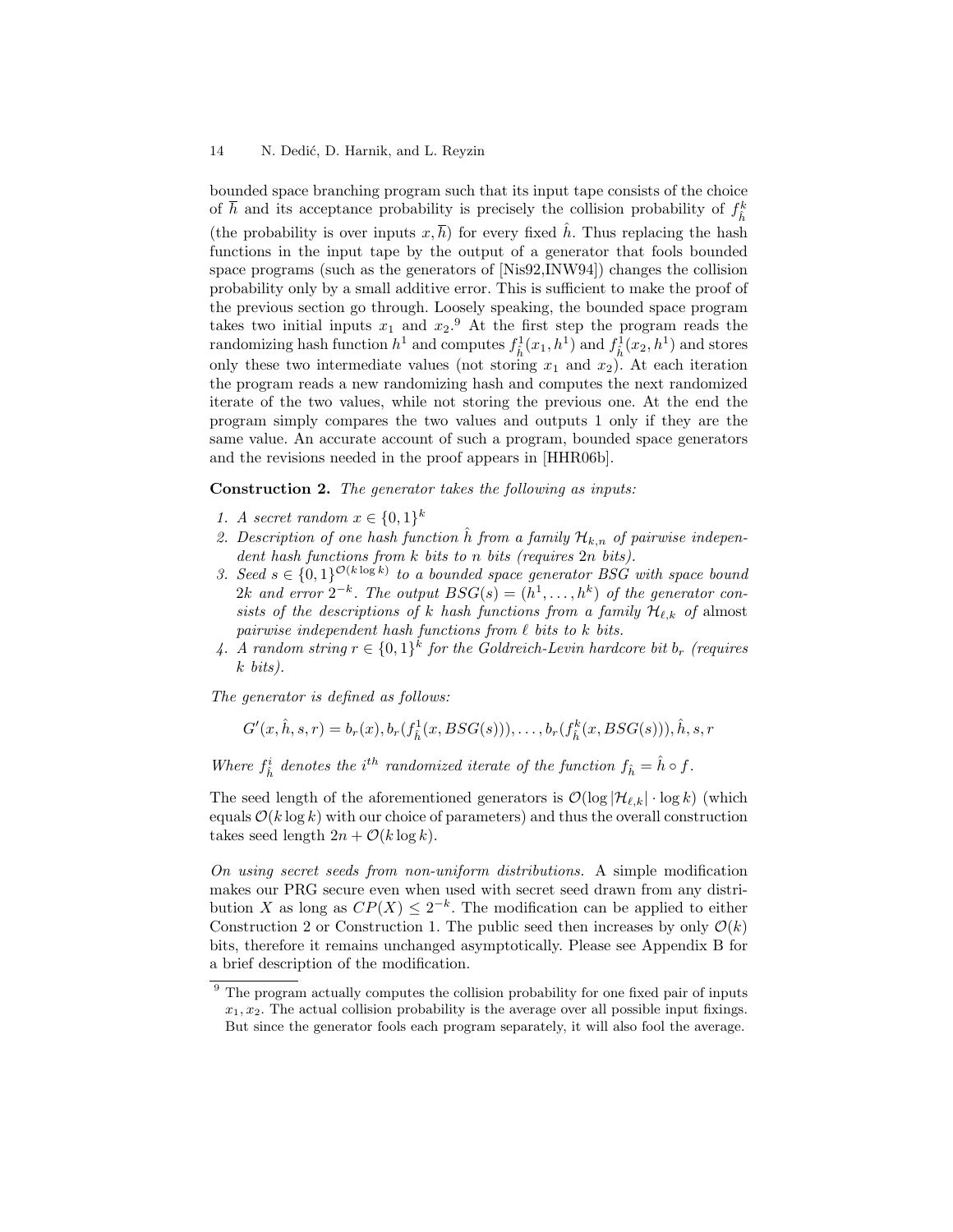bounded space branching program such that its input tape consists of the choice of $\overline{h}$ and its acceptance probability is precisely the collision probability of $f^k_{\hat{h}}$ (the probability is over inputs $x, \overline{h}$) for every fixed $\hat{h}$. Thus replacing the hash functions in the input tape by the output of a generator that fools bounded space programs (such as the generators of [Nis92,INW94]) changes the collision probability only by a small additive error. This is sufficient to make the proof of the previous section go through. Loosely speaking, the bounded space program takes two initial inputs $x_1$ and $x_2$.[9] At the first step the program reads the randomizing hash function $h^1$ and computes $f^1_{\hat{h}}(x_1, h^1)$ and $f^1_{\hat{h}}(x_2, h^1)$ and stores only these two intermediate values (not storing $x_1$ and $x_2$). At each iteration the program reads a new randomizing hash and computes the next randomized iterate of the two values, while not storing the previous one. At the end the program simply compares the two values and outputs 1 only if they are the same value. An accurate account of such a program, bounded space generators and the revisions needed in the proof appears in [HHR06b].

**Construction 2.** *The generator takes the following as inputs:*

1. *A secret random $x \in \{0,1\}^k$*
2. *Description of one hash function $\hat{h}$ from a family $\mathcal{H}_{k,n}$ of pairwise independent hash functions from $k$ bits to $n$ bits (requires $2n$ bits).*
3. *Seed $s \in \{0,1\}^{\mathcal{O}(k \log k)}$ to a bounded space generator BSG with space bound $2k$ and error $2^{-k}$. The output $BSG(s) = (h^1, \dots, h^k)$ of the generator consists of the descriptions of $k$ hash functions from a family $\mathcal{H}_{\ell,k}$ of* almost *pairwise independent hash functions from $\ell$ bits to $k$ bits.*
4. *A random string $r \in \{0,1\}^k$ for the Goldreich-Levin hardcore bit $b_r$ (requires $k$ bits).*

*The generator is defined as follows:*

$$G'(x, \hat{h}, s, r) = b_r(x), b_r(f^1_{\hat{h}}(x, BSG(s))), \dots, b_r(f^k_{\hat{h}}(x, BSG(s))), \hat{h}, s, r$$

*Where $f^i_{\hat{h}}$ denotes the $i^{th}$ randomized iterate of the function $f_{\hat{h}} = \hat{h} \circ f$.*

The seed length of the aforementioned generators is $\mathcal{O}(\log |\mathcal{H}_{\ell,k}| \cdot \log k)$ (which equals $\mathcal{O}(k \log k)$ with our choice of parameters) and thus the overall construction takes seed length $2n + \mathcal{O}(k \log k)$.

*On using secret seeds from non-uniform distributions.* A simple modification makes our PRG secure even when used with secret seed drawn from any distribution $X$ as long as $CP(X) \leq 2^{-k}$. The modification can be applied to either Construction 2 or Construction 1. The public seed then increases by only $\mathcal{O}(k)$ bits, therefore it remains unchanged asymptotically. Please see Appendix B for a brief description of the modification.

[9] The program actually computes the collision probability for one fixed pair of inputs $x_1, x_2$. The actual collision probability is the average over all possible input fixings. But since the generator fools each program separately, it will also fool the average.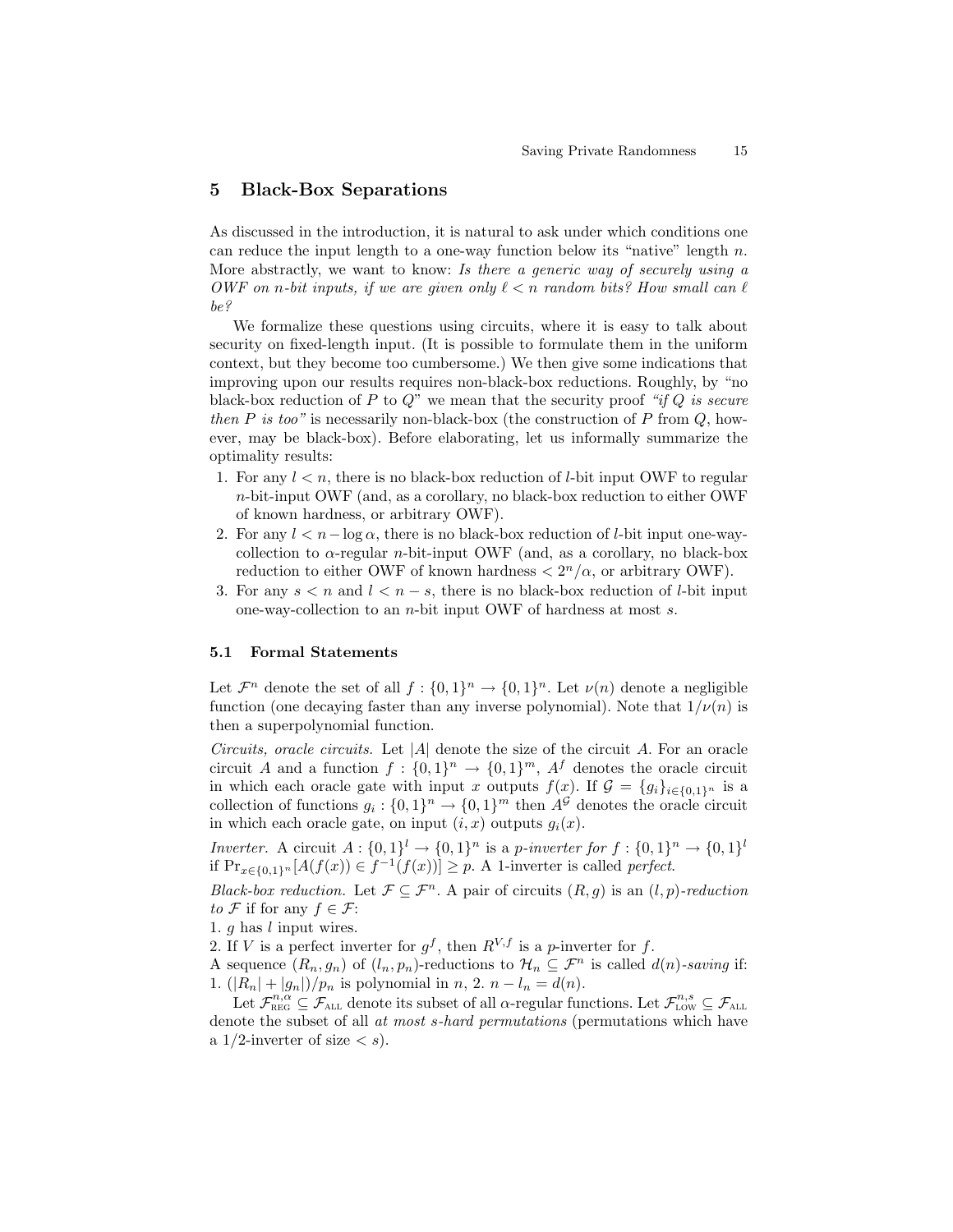## 5 Black-Box Separations

As discussed in the introduction, it is natural to ask under which conditions one can reduce the input length to a one-way function below its "native" length $n$. More abstractly, we want to know: *Is there a generic way of securely using a OWF on $n$-bit inputs, if we are given only $\ell < n$ random bits? How small can $\ell$ be?*

We formalize these questions using circuits, where it is easy to talk about security on fixed-length input. (It is possible to formulate them in the uniform context, but they become too cumbersome.) We then give some indications that improving upon our results requires non-black-box reductions. Roughly, by "no black-box reduction of $P$ to $Q$" we mean that the security proof *"if $Q$ is secure then $P$ is too"* is necessarily non-black-box (the construction of $P$ from $Q$, however, may be black-box). Before elaborating, let us informally summarize the optimality results:

1. For any $l < n$, there is no black-box reduction of $l$-bit input OWF to regular $n$-bit-input OWF (and, as a corollary, no black-box reduction to either OWF of known hardness, or arbitrary OWF).
2. For any $l < n - \log \alpha$, there is no black-box reduction of $l$-bit input one-way-collection to $\alpha$-regular $n$-bit-input OWF (and, as a corollary, no black-box reduction to either OWF of known hardness $< 2^n/\alpha$, or arbitrary OWF).
3. For any $s < n$ and $l < n - s$, there is no black-box reduction of $l$-bit input one-way-collection to an $n$-bit input OWF of hardness at most $s$.

### 5.1 Formal Statements

Let $\mathcal{F}^n$ denote the set of all $f : \{0,1\}^n \to \{0,1\}^n$. Let $\nu(n)$ denote a negligible function (one decaying faster than any inverse polynomial). Note that $1/\nu(n)$ is then a superpolynomial function.

*Circuits, oracle circuits.* Let $|A|$ denote the size of the circuit $A$. For an oracle circuit $A$ and a function $f : \{0,1\}^n \to \{0,1\}^m$, $A^f$ denotes the oracle circuit in which each oracle gate with input $x$ outputs $f(x)$. If $\mathcal{G} = \{g_i\}_{i \in \{0,1\}^n}$ is a collection of functions $g_i : \{0,1\}^n \to \{0,1\}^m$ then $A^{\mathcal{G}}$ denotes the oracle circuit in which each oracle gate, on input $(i, x)$ outputs $g_i(x)$.

*Inverter.* A circuit $A : \{0,1\}^l \to \{0,1\}^n$ is a $p$*-inverter for* $f : \{0,1\}^n \to \{0,1\}^l$ if $\Pr_{x \in \{0,1\}^n}[A(f(x)) \in f^{-1}(f(x))] \geq p$. A 1-inverter is called *perfect*.

*Black-box reduction.* Let $\mathcal{F} \subseteq \mathcal{F}^n$. A pair of circuits $(R, g)$ is an $(l,p)$*-reduction to* $\mathcal{F}$ if for any $f \in \mathcal{F}$:
1. $g$ has $l$ input wires.
2. If $V$ is a perfect inverter for $g^f$, then $R^{V,f}$ is a $p$-inverter for $f$.

A sequence $(R_n, g_n)$ of $(l_n, p_n)$-reductions to $\mathcal{H}_n \subseteq \mathcal{F}^n$ is called $d(n)$*-saving* if:
1. $(|R_n| + |g_n|)/p_n$ is polynomial in $n$, 2. $n - l_n = d(n)$.

Let $\mathcal{F}^{n,\alpha}_{\text{REG}} \subseteq \mathcal{F}_{\text{ALL}}$ denote its subset of all $\alpha$-regular functions. Let $\mathcal{F}^{n,s}_{\text{LOW}} \subseteq \mathcal{F}_{\text{ALL}}$ denote the subset of all *at most $s$-hard permutations* (permutations which have a $1/2$-inverter of size $< s$).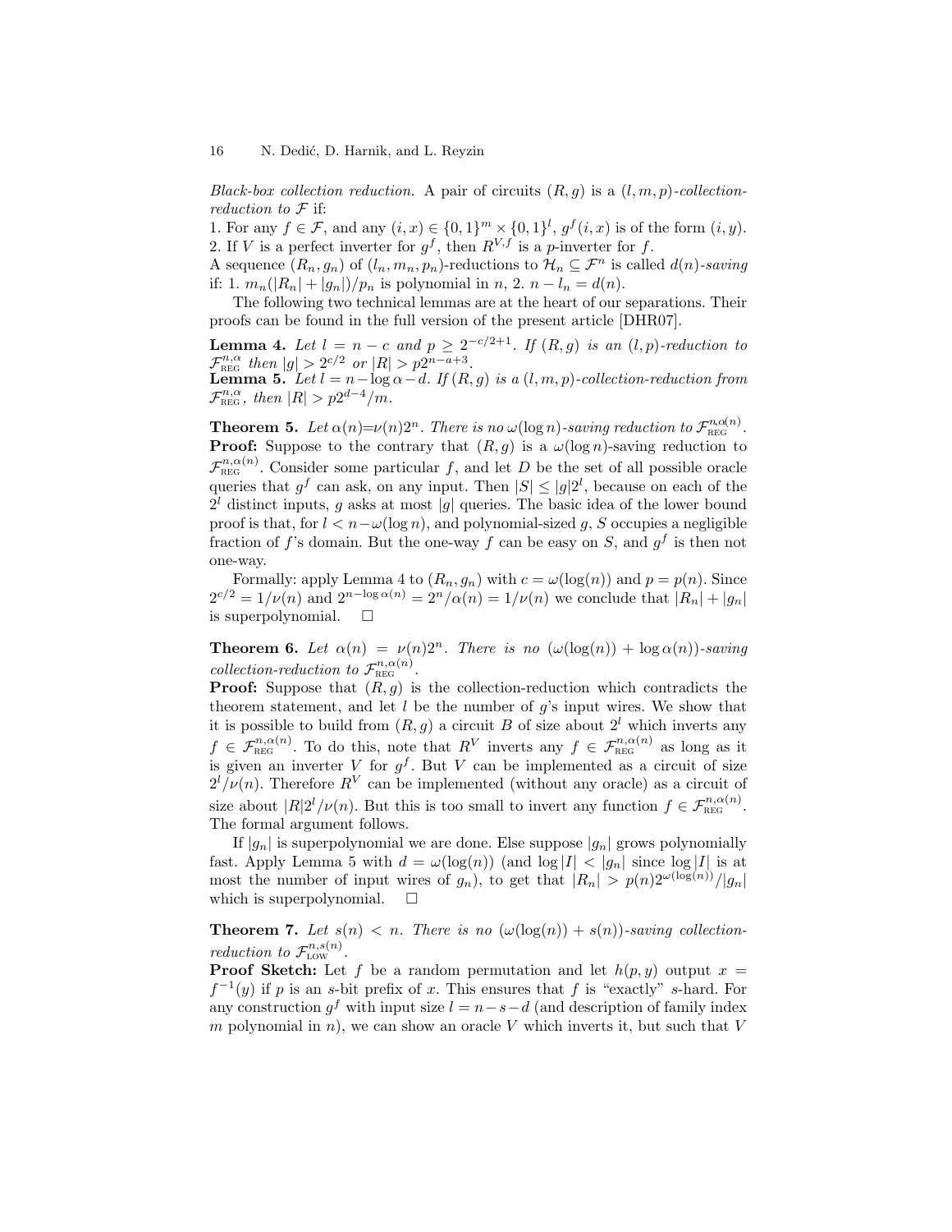*Black-box collection reduction.* A pair of circuits $(R, g)$ is a $(l, m, p)$-*collection-reduction to* $\mathcal{F}$ if:

1. For any $f \in \mathcal{F}$, and any $(i, x) \in \{0,1\}^m \times \{0,1\}^l$, $g^f(i, x)$ is of the form $(i, y)$.
2. If $V$ is a perfect inverter for $g^f$, then $R^{V,f}$ is a $p$-inverter for $f$.

A sequence $(R_n, g_n)$ of $(l_n, m_n, p_n)$-reductions to $\mathcal{H}_n \subseteq \mathcal{F}^n$ is called $d(n)$-*saving* if: 1. $m_n(|R_n| + |g_n|)/p_n$ is polynomial in $n$, 2. $n - l_n = d(n)$.

The following two technical lemmas are at the heart of our separations. Their proofs can be found in the full version of the present article [DHR07].

**Lemma 4.** *Let $l = n - c$ and $p \geq 2^{-c/2+1}$. If $(R, g)$ is an $(l, p)$-reduction to $\mathcal{F}^{n,\alpha}_{\text{REG}}$ then $|g| > 2^{c/2}$ or $|R| > p2^{n-a+3}$.*

**Lemma 5.** *Let $l = n - \log \alpha - d$. If $(R, g)$ is a $(l, m, p)$-collection-reduction from $\mathcal{F}^{n,\alpha}_{\text{REG}}$, then $|R| > p2^{d-4}/m$.*

**Theorem 5.** *Let $\alpha(n)$=$\nu(n)2^n$. There is no $\omega(\log n)$-saving reduction to $\mathcal{F}^{n,\alpha(n)}_{\text{REG}}$.*

**Proof:** Suppose to the contrary that $(R, g)$ is a $\omega(\log n)$-saving reduction to $\mathcal{F}^{n,\alpha(n)}_{\text{REG}}$. Consider some particular $f$, and let $D$ be the set of all possible oracle queries that $g^f$ can ask, on any input. Then $|S| \leq |g|2^l$, because on each of the $2^l$ distinct inputs, $g$ asks at most $|g|$ queries. The basic idea of the lower bound proof is that, for $l < n - \omega(\log n)$, and polynomial-sized $g$, $S$ occupies a negligible fraction of $f$'s domain. But the one-way $f$ can be easy on $S$, and $g^f$ is then not one-way.

Formally: apply Lemma 4 to $(R_n, g_n)$ with $c = \omega(\log(n))$ and $p = p(n)$. Since $2^{c/2} = 1/\nu(n)$ and $2^{n - \log \alpha(n)} = 2^n/\alpha(n) = 1/\nu(n)$ we conclude that $|R_n| + |g_n|$ is superpolynomial. $\square$

**Theorem 6.** *Let $\alpha(n) = \nu(n)2^n$. There is no $(\omega(\log(n)) + \log \alpha(n))$-saving collection-reduction to $\mathcal{F}^{n,\alpha(n)}_{\text{REG}}$.*

**Proof:** Suppose that $(R, g)$ is the collection-reduction which contradicts the theorem statement, and let $l$ be the number of $g$'s input wires. We show that it is possible to build from $(R, g)$ a circuit $B$ of size about $2^l$ which inverts any $f \in \mathcal{F}^{n,\alpha(n)}_{\text{REG}}$. To do this, note that $R^V$ inverts any $f \in \mathcal{F}^{n,\alpha(n)}_{\text{REG}}$ as long as it is given an inverter $V$ for $g^f$. But $V$ can be implemented as a circuit of size $2^l/\nu(n)$. Therefore $R^V$ can be implemented (without any oracle) as a circuit of size about $|R|2^l/\nu(n)$. But this is too small to invert any function $f \in \mathcal{F}^{n,\alpha(n)}_{\text{REG}}$. The formal argument follows.

If $|g_n|$ is superpolynomial we are done. Else suppose $|g_n|$ grows polynomially fast. Apply Lemma 5 with $d = \omega(\log(n))$ (and $\log |I| < |g_n|$ since $\log |I|$ is at most the number of input wires of $g_n$), to get that $|R_n| > p(n)2^{\omega(\log(n))}/|g_n|$ which is superpolynomial. $\square$

**Theorem 7.** *Let $s(n) < n$. There is no $(\omega(\log(n)) + s(n))$-saving collection-reduction to $\mathcal{F}^{n,s(n)}_{\text{LOW}}$.*

**Proof Sketch:** Let $f$ be a random permutation and let $h(p, y)$ output $x = f^{-1}(y)$ if $p$ is an $s$-bit prefix of $x$. This ensures that $f$ is "exactly" $s$-hard. For any construction $g^f$ with input size $l = n - s - d$ (and description of family index $m$ polynomial in $n$), we can show an oracle $V$ which inverts it, but such that $V$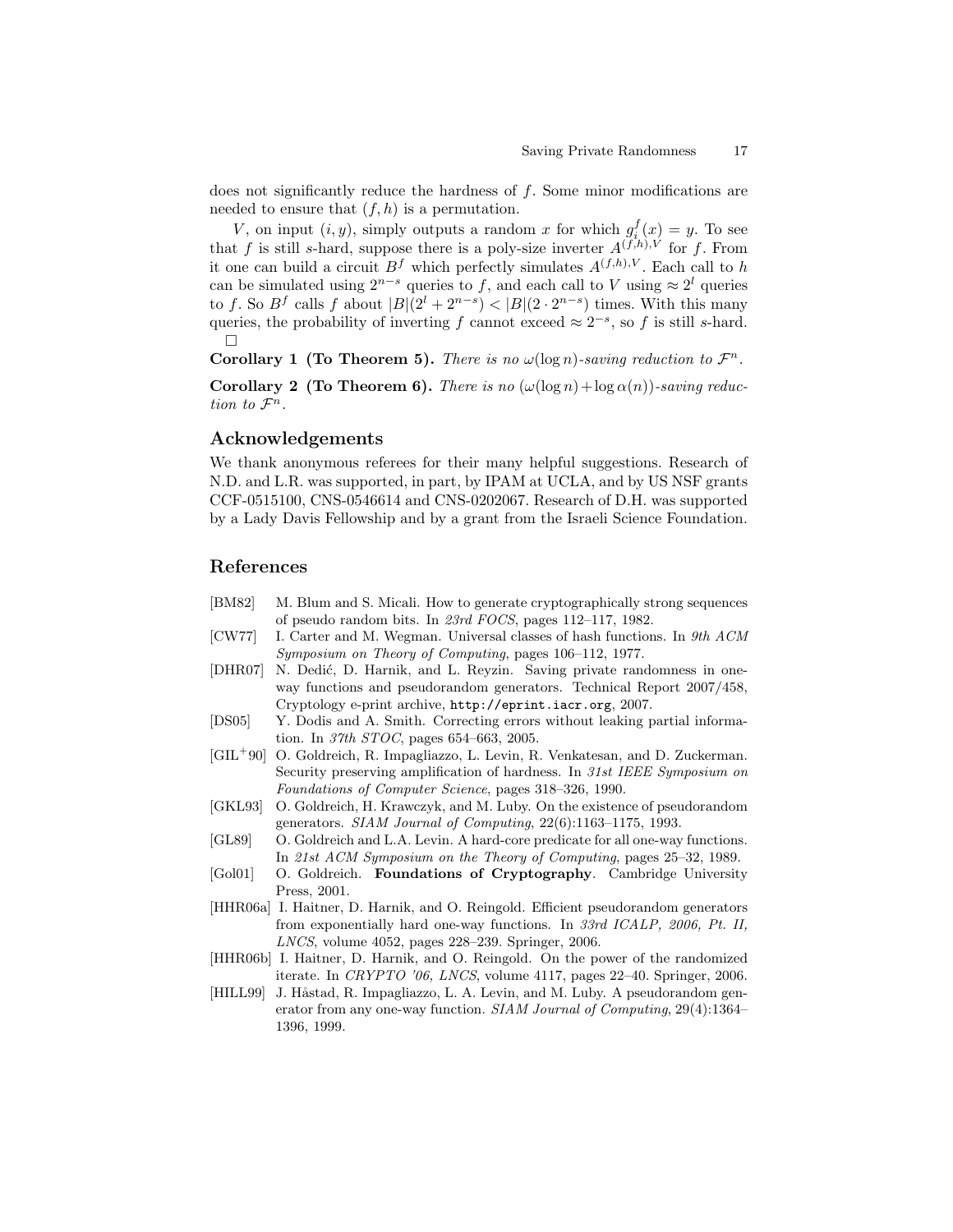does not significantly reduce the hardness of $f$. Some minor modifications are needed to ensure that $(f, h)$ is a permutation.

$V$, on input $(i, y)$, simply outputs a random $x$ for which $g_i^f(x) = y$. To see that $f$ is still $s$-hard, suppose there is a poly-size inverter $A^{(f,h),V}$ for $f$. From it one can build a circuit $B^f$ which perfectly simulates $A^{(f,h),V}$. Each call to $h$ can be simulated using $2^{n-s}$ queries to $f$, and each call to $V$ using $\approx 2^l$ queries to $f$. So $B^f$ calls $f$ about $|B|(2^l + 2^{n-s}) < |B|(2 \cdot 2^{n-s})$ times. With this many queries, the probability of inverting $f$ cannot exceed $\approx 2^{-s}$, so $f$ is still $s$-hard. □

**Corollary 1 (To Theorem 5).** *There is no $\omega(\log n)$-saving reduction to $\mathcal{F}^n$.*

**Corollary 2 (To Theorem 6).** *There is no $(\omega(\log n) + \log \alpha(n))$-saving reduction to $\mathcal{F}^n$.*

## Acknowledgements

We thank anonymous referees for their many helpful suggestions. Research of N.D. and L.R. was supported, in part, by IPAM at UCLA, and by US NSF grants CCF-0515100, CNS-0546614 and CNS-0202067. Research of D.H. was supported by a Lady Davis Fellowship and by a grant from the Israeli Science Foundation.

## References

- [BM82] M. Blum and S. Micali. How to generate cryptographically strong sequences of pseudo random bits. In *23rd FOCS*, pages 112–117, 1982.
- [CW77] I. Carter and M. Wegman. Universal classes of hash functions. In *9th ACM Symposium on Theory of Computing*, pages 106–112, 1977.
- [DHR07] N. Dedić, D. Harnik, and L. Reyzin. Saving private randomness in one-way functions and pseudorandom generators. Technical Report 2007/458, Cryptology e-print archive, `http://eprint.iacr.org`, 2007.
- [DS05] Y. Dodis and A. Smith. Correcting errors without leaking partial information. In *37th STOC*, pages 654–663, 2005.
- [GIL+90] O. Goldreich, R. Impagliazzo, L. Levin, R. Venkatesan, and D. Zuckerman. Security preserving amplification of hardness. In *31st IEEE Symposium on Foundations of Computer Science*, pages 318–326, 1990.
- [GKL93] O. Goldreich, H. Krawczyk, and M. Luby. On the existence of pseudorandom generators. *SIAM Journal of Computing*, 22(6):1163–1175, 1993.
- [GL89] O. Goldreich and L.A. Levin. A hard-core predicate for all one-way functions. In *21st ACM Symposium on the Theory of Computing*, pages 25–32, 1989.
- [Gol01] O. Goldreich. **Foundations of Cryptography**. Cambridge University Press, 2001.
- [HHR06a] I. Haitner, D. Harnik, and O. Reingold. Efficient pseudorandom generators from exponentially hard one-way functions. In *33rd ICALP, 2006, Pt. II, LNCS*, volume 4052, pages 228–239. Springer, 2006.
- [HHR06b] I. Haitner, D. Harnik, and O. Reingold. On the power of the randomized iterate. In *CRYPTO '06, LNCS*, volume 4117, pages 22–40. Springer, 2006.
- [HILL99] J. Håstad, R. Impagliazzo, L. A. Levin, and M. Luby. A pseudorandom generator from any one-way function. *SIAM Journal of Computing*, 29(4):1364–1396, 1999.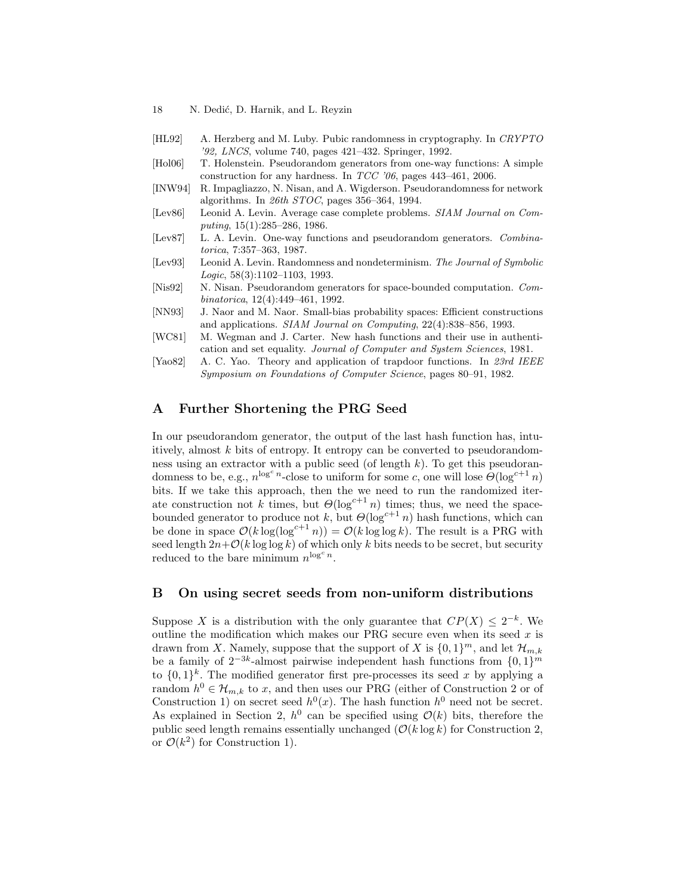[HL92] A. Herzberg and M. Luby. Pubic randomness in cryptography. In *CRYPTO '92, LNCS*, volume 740, pages 421–432. Springer, 1992.

[Hol06] T. Holenstein. Pseudorandom generators from one-way functions: A simple construction for any hardness. In *TCC '06*, pages 443–461, 2006.

[INW94] R. Impagliazzo, N. Nisan, and A. Wigderson. Pseudorandomness for network algorithms. In *26th STOC*, pages 356–364, 1994.

[Lev86] Leonid A. Levin. Average case complete problems. *SIAM Journal on Computing*, 15(1):285–286, 1986.

[Lev87] L. A. Levin. One-way functions and pseudorandom generators. *Combinatorica*, 7:357–363, 1987.

[Lev93] Leonid A. Levin. Randomness and nondeterminism. *The Journal of Symbolic Logic*, 58(3):1102–1103, 1993.

[Nis92] N. Nisan. Pseudorandom generators for space-bounded computation. *Combinatorica*, 12(4):449–461, 1992.

[NN93] J. Naor and M. Naor. Small-bias probability spaces: Efficient constructions and applications. *SIAM Journal on Computing*, 22(4):838–856, 1993.

[WC81] M. Wegman and J. Carter. New hash functions and their use in authentication and set equality. *Journal of Computer and System Sciences*, 1981.

[Yao82] A. C. Yao. Theory and application of trapdoor functions. In *23rd IEEE Symposium on Foundations of Computer Science*, pages 80–91, 1982.

## A Further Shortening the PRG Seed

In our pseudorandom generator, the output of the last hash function has, intuitively, almost $k$ bits of entropy. It entropy can be converted to pseudorandomness using an extractor with a public seed (of length $k$). To get this pseudorandomness to be, e.g., $n^{\log^c n}$-close to uniform for some $c$, one will lose $\Theta(\log^{c+1} n)$ bits. If we take this approach, then the we need to run the randomized iterate construction not $k$ times, but $\Theta(\log^{c+1} n)$ times; thus, we need the space-bounded generator to produce not $k$, but $\Theta(\log^{c+1} n)$ hash functions, which can be done in space $\mathcal{O}(k \log(\log^{c+1} n)) = \mathcal{O}(k \log \log k)$. The result is a PRG with seed length $2n + \mathcal{O}(k \log \log k)$ of which only $k$ bits needs to be secret, but security reduced to the bare minimum $n^{\log^c n}$.

## B On using secret seeds from non-uniform distributions

Suppose $X$ is a distribution with the only guarantee that $CP(X) \leq 2^{-k}$. We outline the modification which makes our PRG secure even when its seed $x$ is drawn from $X$. Namely, suppose that the support of $X$ is $\{0,1\}^m$, and let $\mathcal{H}_{m,k}$ be a family of $2^{-3k}$-almost pairwise independent hash functions from $\{0,1\}^m$ to $\{0,1\}^k$. The modified generator first pre-processes its seed $x$ by applying a random $h^0 \in \mathcal{H}_{m,k}$ to $x$, and then uses our PRG (either of Construction 2 or of Construction 1) on secret seed $h^0(x)$. The hash function $h^0$ need not be secret. As explained in Section 2, $h^0$ can be specified using $\mathcal{O}(k)$ bits, therefore the public seed length remains essentially unchanged ($\mathcal{O}(k \log k)$ for Construction 2, or $\mathcal{O}(k^2)$ for Construction 1).